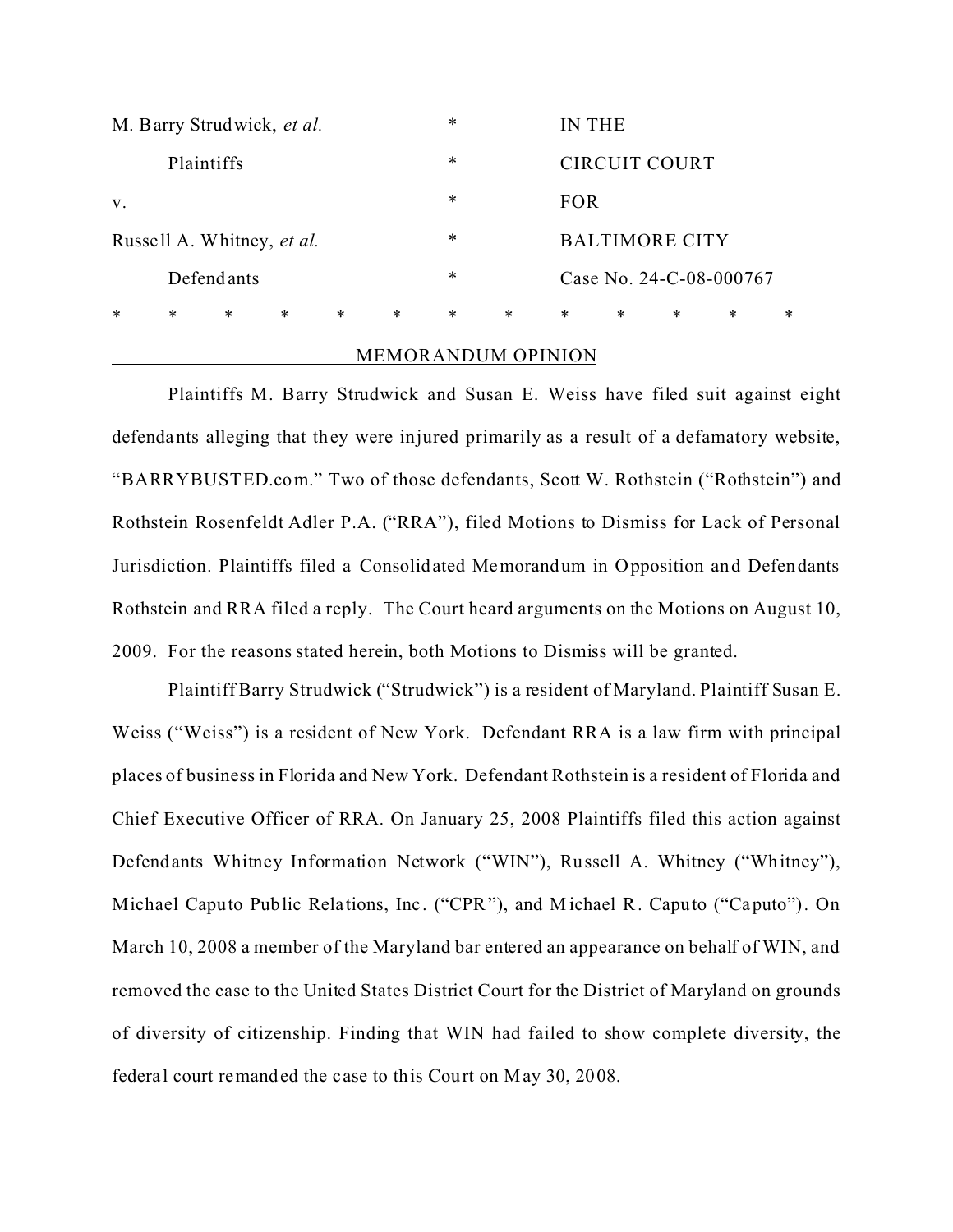| | | | |
|---|---|---|---|
| M. Barry Strudwick, *et al.* | * | IN THE | |
| Plaintiffs | * | CIRCUIT COURT | |
| v. | * | FOR | |
| Russell A. Whitney, *et al.* | * | BALTIMORE CITY | |
| Defendants | * | Case No. 24-C-08-000767 | |

\* \* \* \* \* \* \* \* \* \* \* \* \*

## MEMORANDUM OPINION

Plaintiffs M. Barry Strudwick and Susan E. Weiss have filed suit against eight defendants alleging that they were injured primarily as a result of a defamatory website, "BARRYBUSTED.com." Two of those defendants, Scott W. Rothstein ("Rothstein") and Rothstein Rosenfeldt Adler P.A. ("RRA"), filed Motions to Dismiss for Lack of Personal Jurisdiction. Plaintiffs filed a Consolidated Memorandum in Opposition and Defendants Rothstein and RRA filed a reply. The Court heard arguments on the Motions on August 10, 2009. For the reasons stated herein, both Motions to Dismiss will be granted.

Plaintiff Barry Strudwick ("Strudwick") is a resident of Maryland. Plaintiff Susan E. Weiss ("Weiss") is a resident of New York. Defendant RRA is a law firm with principal places of business in Florida and New York. Defendant Rothstein is a resident of Florida and Chief Executive Officer of RRA. On January 25, 2008 Plaintiffs filed this action against Defendants Whitney Information Network ("WIN"), Russell A. Whitney ("Whitney"), Michael Caputo Public Relations, Inc. ("CPR"), and Michael R. Caputo ("Caputo"). On March 10, 2008 a member of the Maryland bar entered an appearance on behalf of WIN, and removed the case to the United States District Court for the District of Maryland on grounds of diversity of citizenship. Finding that WIN had failed to show complete diversity, the federal court remanded the case to this Court on May 30, 2008.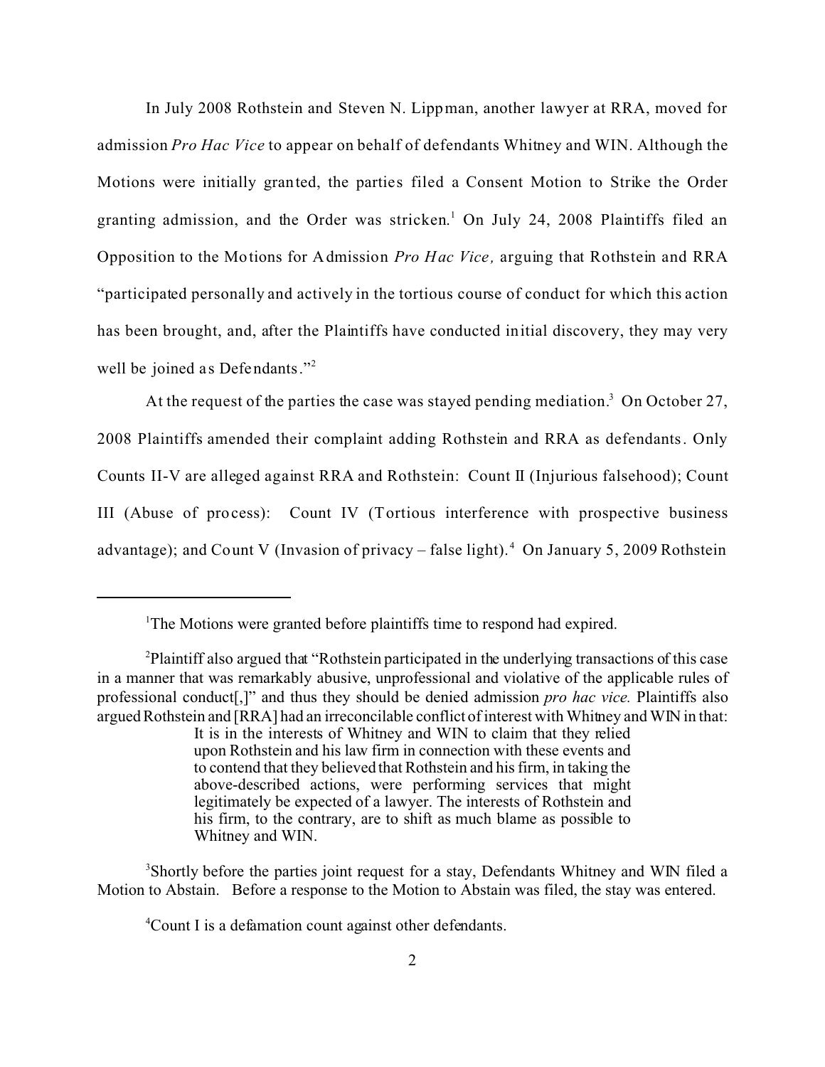In July 2008 Rothstein and Steven N. Lippman, another lawyer at RRA, moved for admission *Pro Hac Vice* to appear on behalf of defendants Whitney and WIN. Although the Motions were initially granted, the parties filed a Consent Motion to Strike the Order granting admission, and the Order was stricken.[1] On July 24, 2008 Plaintiffs filed an Opposition to the Motions for Admission *Pro Hac Vice,* arguing that Rothstein and RRA "participated personally and actively in the tortious course of conduct for which this action has been brought, and, after the Plaintiffs have conducted initial discovery, they may very well be joined as Defendants."[2]

At the request of the parties the case was stayed pending mediation.[3] On October 27, 2008 Plaintiffs amended their complaint adding Rothstein and RRA as defendants. Only Counts II-V are alleged against RRA and Rothstein: Count II (Injurious falsehood); Count III (Abuse of process): Count IV (Tortious interference with prospective business advantage); and Count V (Invasion of privacy – false light).[4] On January 5, 2009 Rothstein

---

[1]The Motions were granted before plaintiffs time to respond had expired.

[2]Plaintiff also argued that "Rothstein participated in the underlying transactions of this case in a manner that was remarkably abusive, unprofessional and violative of the applicable rules of professional conduct[,]" and thus they should be denied admission *pro hac vice.* Plaintiffs also argued Rothstein and [RRA] had an irreconcilable conflict of interest with Whitney and WIN in that:

> It is in the interests of Whitney and WIN to claim that they relied upon Rothstein and his law firm in connection with these events and to contend that they believed that Rothstein and his firm, in taking the above-described actions, were performing services that might legitimately be expected of a lawyer. The interests of Rothstein and his firm, to the contrary, are to shift as much blame as possible to Whitney and WIN.

[3]Shortly before the parties joint request for a stay, Defendants Whitney and WIN filed a Motion to Abstain. Before a response to the Motion to Abstain was filed, the stay was entered.

[4]Count I is a defamation count against other defendants.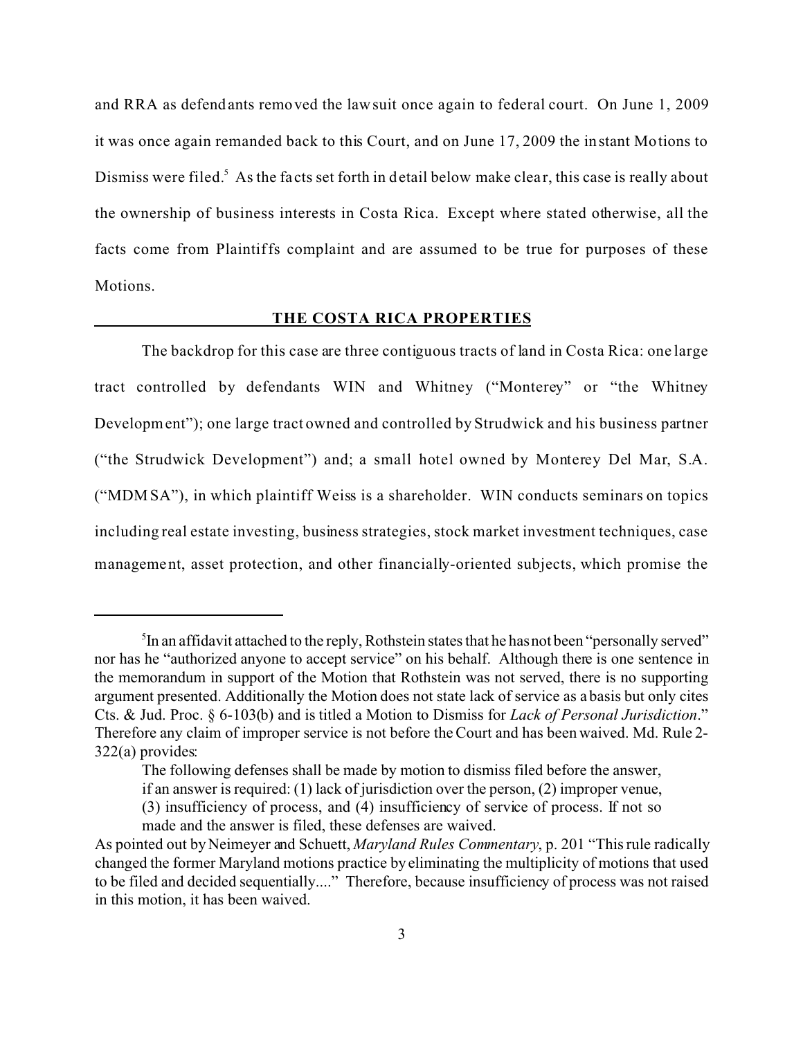and RRA as defendants removed the lawsuit once again to federal court. On June 1, 2009 it was once again remanded back to this Court, and on June 17, 2009 the instant Motions to Dismiss were filed.[5] As the facts set forth in detail below make clear, this case is really about the ownership of business interests in Costa Rica. Except where stated otherwise, all the facts come from Plaintiffs complaint and are assumed to be true for purposes of these Motions.

## THE COSTA RICA PROPERTIES

The backdrop for this case are three contiguous tracts of land in Costa Rica: one large tract controlled by defendants WIN and Whitney ("Monterey" or "the Whitney Development"); one large tract owned and controlled by Strudwick and his business partner ("the Strudwick Development") and; a small hotel owned by Monterey Del Mar, S.A. ("MDMSA"), in which plaintiff Weiss is a shareholder. WIN conducts seminars on topics including real estate investing, business strategies, stock market investment techniques, case management, asset protection, and other financially-oriented subjects, which promise the

---

[5]In an affidavit attached to the reply, Rothstein states that he has not been "personally served" nor has he "authorized anyone to accept service" on his behalf. Although there is one sentence in the memorandum in support of the Motion that Rothstein was not served, there is no supporting argument presented. Additionally the Motion does not state lack of service as a basis but only cites Cts. & Jud. Proc. § 6-103(b) and is titled a Motion to Dismiss for *Lack of Personal Jurisdiction*." Therefore any claim of improper service is not before the Court and has been waived. Md. Rule 2-322(a) provides:

> The following defenses shall be made by motion to dismiss filed before the answer, if an answer is required: (1) lack of jurisdiction over the person, (2) improper venue, (3) insufficiency of process, and (4) insufficiency of service of process. If not so made and the answer is filed, these defenses are waived.

As pointed out by Neimeyer and Schuett, *Maryland Rules Commentary*, p. 201 "This rule radically changed the former Maryland motions practice by eliminating the multiplicity of motions that used to be filed and decided sequentially...." Therefore, because insufficiency of process was not raised in this motion, it has been waived.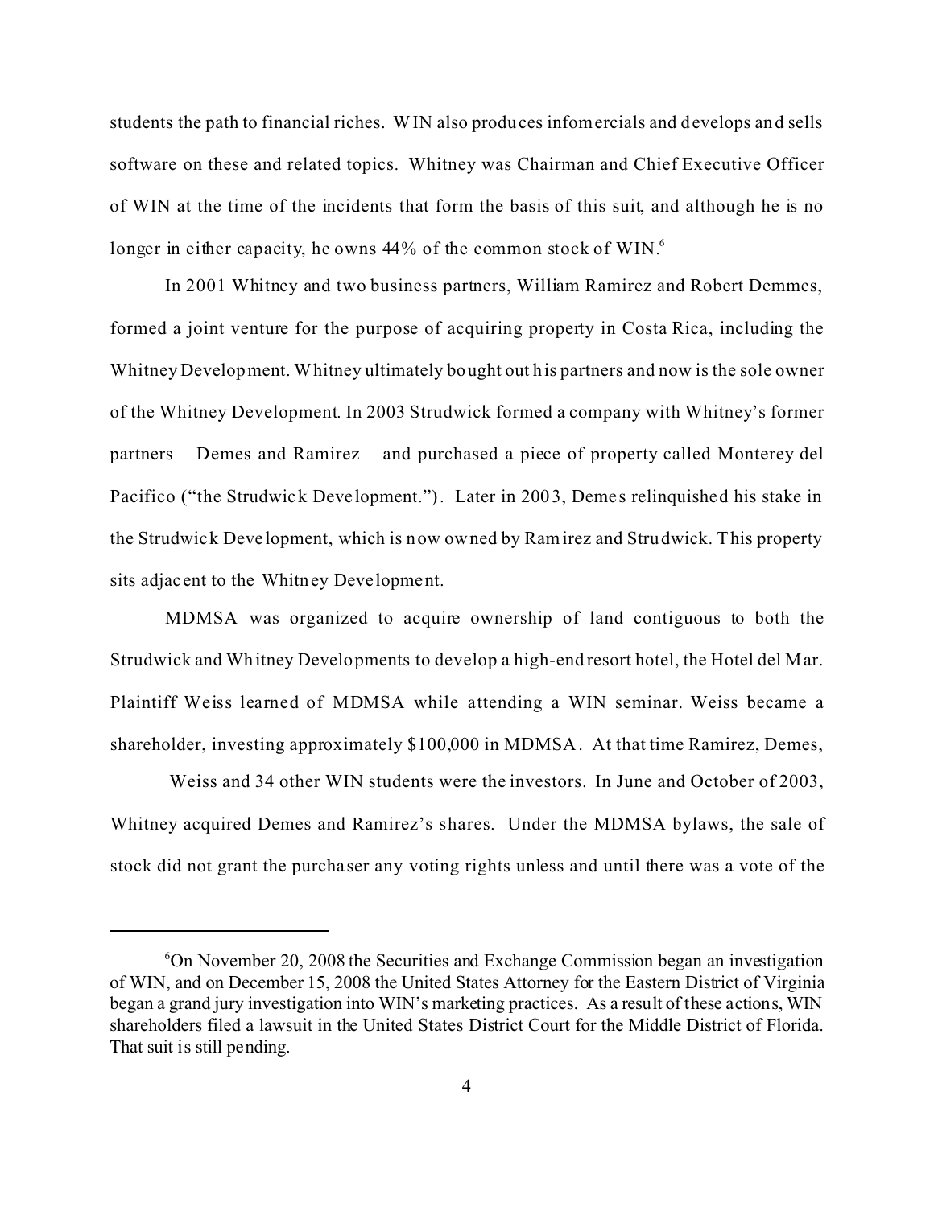students the path to financial riches. WIN also produces infomercials and develops and sells software on these and related topics. Whitney was Chairman and Chief Executive Officer of WIN at the time of the incidents that form the basis of this suit, and although he is no longer in either capacity, he owns 44% of the common stock of WIN.[6]

In 2001 Whitney and two business partners, William Ramirez and Robert Demmes, formed a joint venture for the purpose of acquiring property in Costa Rica, including the Whitney Development. Whitney ultimately bought out his partners and now is the sole owner of the Whitney Development. In 2003 Strudwick formed a company with Whitney's former partners – Demes and Ramirez – and purchased a piece of property called Monterey del Pacifico ("the Strudwick Development."). Later in 2003, Demes relinquished his stake in the Strudwick Development, which is now owned by Ramirez and Strudwick. This property sits adjacent to the Whitney Development.

MDMSA was organized to acquire ownership of land contiguous to both the Strudwick and Whitney Developments to develop a high-end resort hotel, the Hotel del Mar. Plaintiff Weiss learned of MDMSA while attending a WIN seminar. Weiss became a shareholder, investing approximately $100,000 in MDMSA. At that time Ramirez, Demes,

Weiss and 34 other WIN students were the investors. In June and October of 2003, Whitney acquired Demes and Ramirez's shares. Under the MDMSA bylaws, the sale of stock did not grant the purchaser any voting rights unless and until there was a vote of the

---

[6] On November 20, 2008 the Securities and Exchange Commission began an investigation of WIN, and on December 15, 2008 the United States Attorney for the Eastern District of Virginia began a grand jury investigation into WIN's marketing practices. As a result of these actions, WIN shareholders filed a lawsuit in the United States District Court for the Middle District of Florida. That suit is still pending.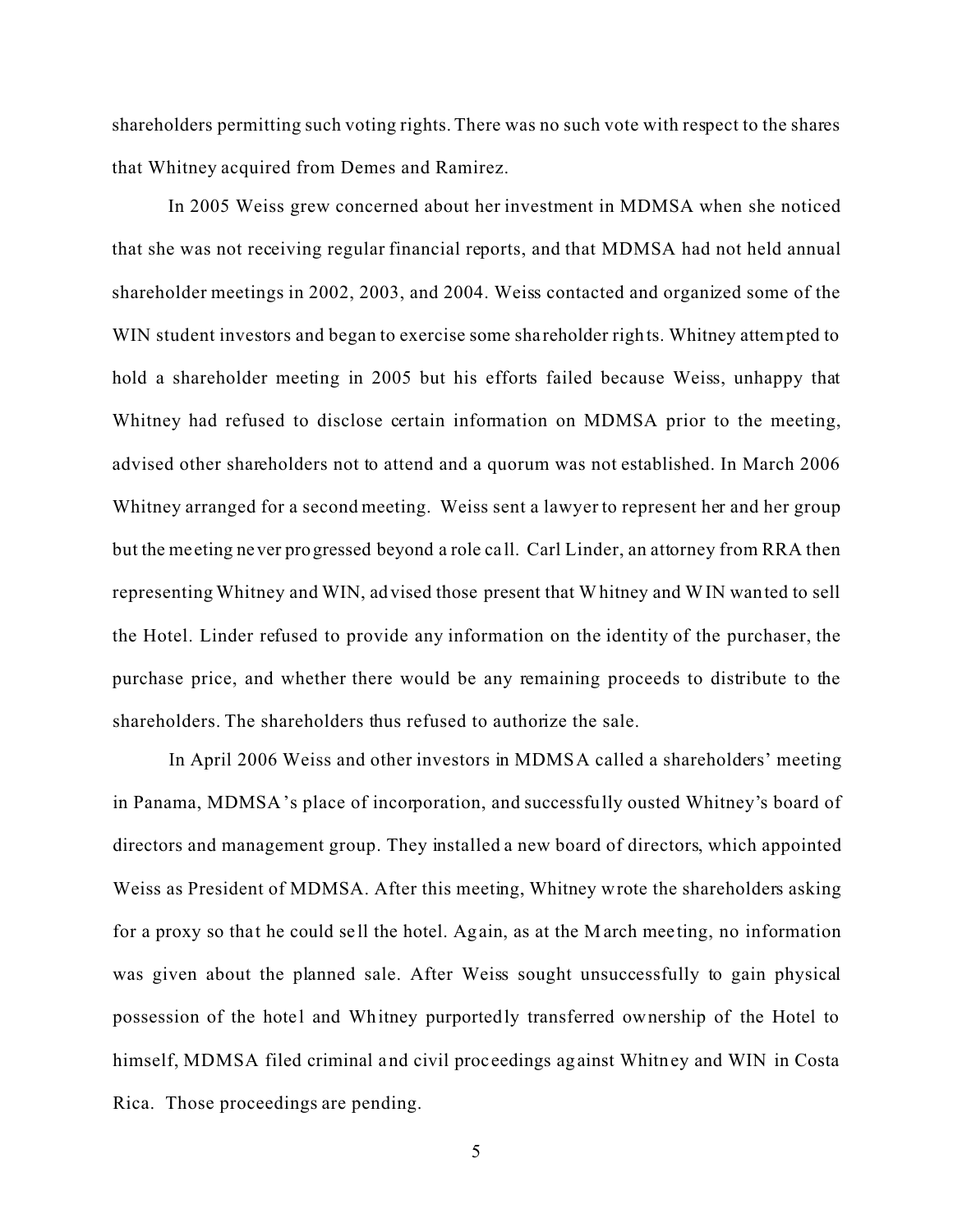shareholders permitting such voting rights. There was no such vote with respect to the shares that Whitney acquired from Demes and Ramirez.

In 2005 Weiss grew concerned about her investment in MDMSA when she noticed that she was not receiving regular financial reports, and that MDMSA had not held annual shareholder meetings in 2002, 2003, and 2004. Weiss contacted and organized some of the WIN student investors and began to exercise some shareholder rights. Whitney attempted to hold a shareholder meeting in 2005 but his efforts failed because Weiss, unhappy that Whitney had refused to disclose certain information on MDMSA prior to the meeting, advised other shareholders not to attend and a quorum was not established. In March 2006 Whitney arranged for a second meeting. Weiss sent a lawyer to represent her and her group but the meeting never progressed beyond a role call. Carl Linder, an attorney from RRA then representing Whitney and WIN, advised those present that Whitney and WIN wanted to sell the Hotel. Linder refused to provide any information on the identity of the purchaser, the purchase price, and whether there would be any remaining proceeds to distribute to the shareholders. The shareholders thus refused to authorize the sale.

In April 2006 Weiss and other investors in MDMSA called a shareholders' meeting in Panama, MDMSA's place of incorporation, and successfully ousted Whitney's board of directors and management group. They installed a new board of directors, which appointed Weiss as President of MDMSA. After this meeting, Whitney wrote the shareholders asking for a proxy so that he could sell the hotel. Again, as at the March meeting, no information was given about the planned sale. After Weiss sought unsuccessfully to gain physical possession of the hotel and Whitney purportedly transferred ownership of the Hotel to himself, MDMSA filed criminal and civil proceedings against Whitney and WIN in Costa Rica. Those proceedings are pending.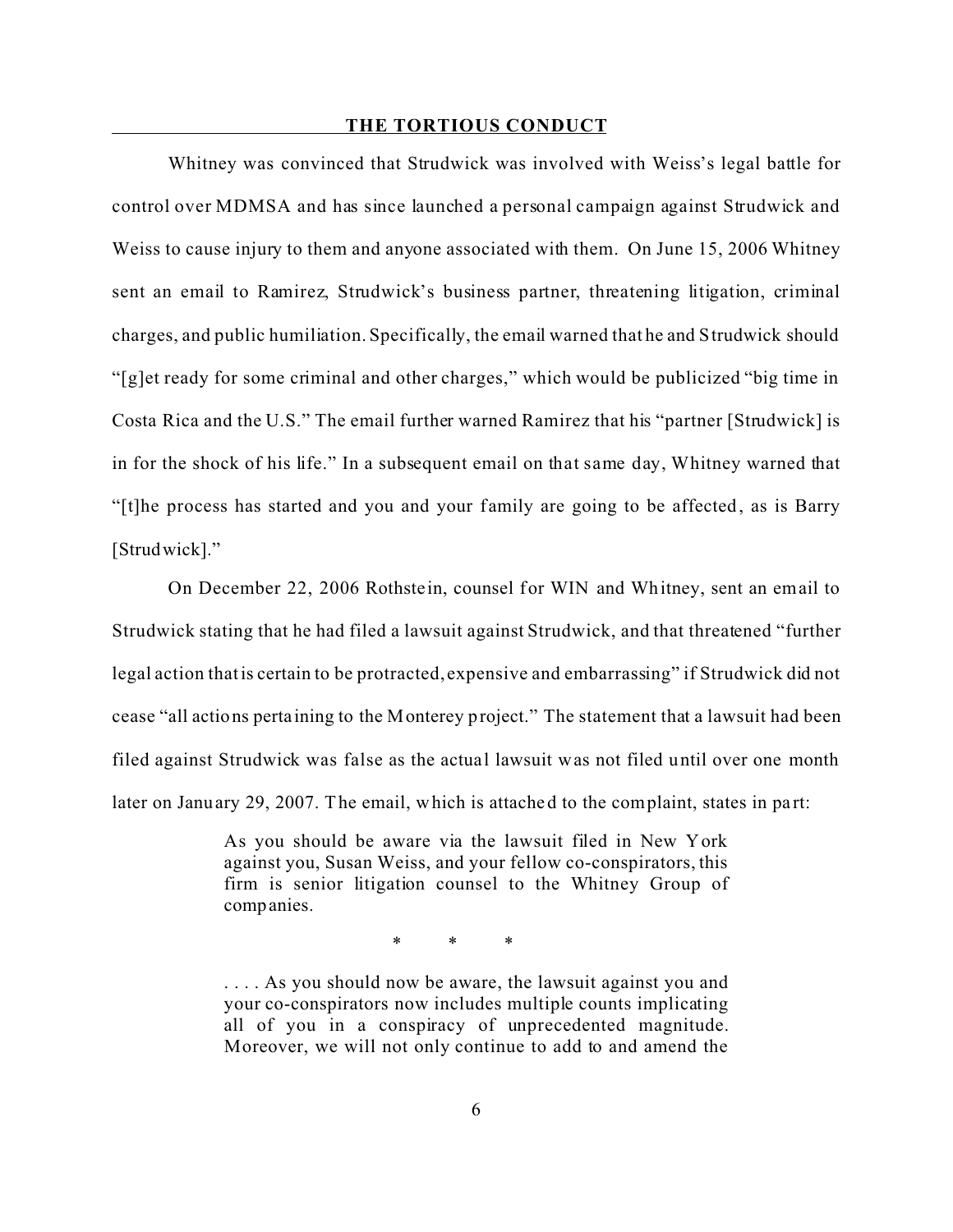## THE TORTIOUS CONDUCT

Whitney was convinced that Strudwick was involved with Weiss's legal battle for control over MDMSA and has since launched a personal campaign against Strudwick and Weiss to cause injury to them and anyone associated with them. On June 15, 2006 Whitney sent an email to Ramirez, Strudwick's business partner, threatening litigation, criminal charges, and public humiliation. Specifically, the email warned that he and Strudwick should "[g]et ready for some criminal and other charges," which would be publicized "big time in Costa Rica and the U.S." The email further warned Ramirez that his "partner [Strudwick] is in for the shock of his life." In a subsequent email on that same day, Whitney warned that "[t]he process has started and you and your family are going to be affected, as is Barry [Strudwick]."

On December 22, 2006 Rothstein, counsel for WIN and Whitney, sent an email to Strudwick stating that he had filed a lawsuit against Strudwick, and that threatened "further legal action that is certain to be protracted, expensive and embarrassing" if Strudwick did not cease "all actions pertaining to the Monterey project." The statement that a lawsuit had been filed against Strudwick was false as the actual lawsuit was not filed until over one month later on January 29, 2007. The email, which is attached to the complaint, states in part:

> As you should be aware via the lawsuit filed in New York against you, Susan Weiss, and your fellow co-conspirators, this firm is senior litigation counsel to the Whitney Group of companies.
>
> \* \* \*
>
> . . . . As you should now be aware, the lawsuit against you and your co-conspirators now includes multiple counts implicating all of you in a conspiracy of unprecedented magnitude. Moreover, we will not only continue to add to and amend the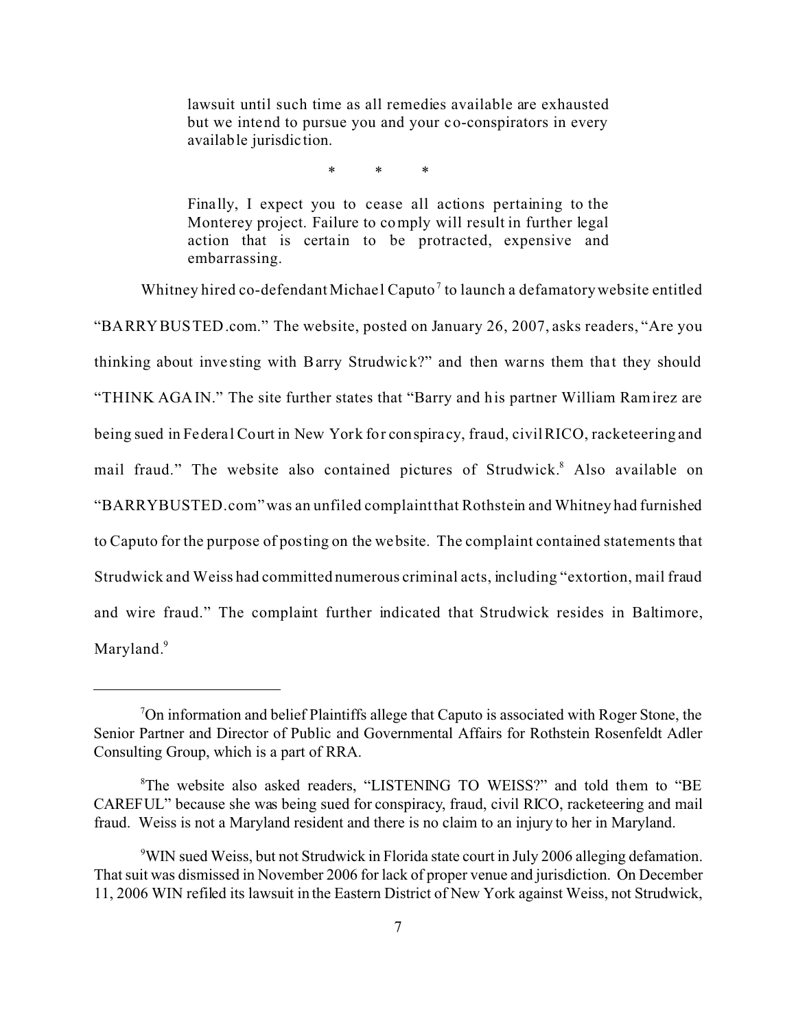> lawsuit until such time as all remedies available are exhausted but we intend to pursue you and your co-conspirators in every available jurisdiction.
>
> \* \* \*
>
> Finally, I expect you to cease all actions pertaining to the Monterey project. Failure to comply will result in further legal action that is certain to be protracted, expensive and embarrassing.

Whitney hired co-defendant Michael Caputo[7] to launch a defamatory website entitled "BARRYBUSTED.com." The website, posted on January 26, 2007, asks readers, "Are you thinking about investing with Barry Strudwick?" and then warns them that they should "THINK AGAIN." The site further states that "Barry and his partner William Ramirez are being sued in Federal Court in New York for conspiracy, fraud, civil RICO, racketeering and mail fraud." The website also contained pictures of Strudwick.[8] Also available on "BARRYBUSTED.com" was an unfiled complaint that Rothstein and Whitney had furnished to Caputo for the purpose of posting on the website. The complaint contained statements that Strudwick and Weiss had committed numerous criminal acts, including "extortion, mail fraud and wire fraud." The complaint further indicated that Strudwick resides in Baltimore, Maryland.[9]

---

[7] On information and belief Plaintiffs allege that Caputo is associated with Roger Stone, the Senior Partner and Director of Public and Governmental Affairs for Rothstein Rosenfeldt Adler Consulting Group, which is a part of RRA.

[8] The website also asked readers, "LISTENING TO WEISS?" and told them to "BE CAREFUL" because she was being sued for conspiracy, fraud, civil RICO, racketeering and mail fraud. Weiss is not a Maryland resident and there is no claim to an injury to her in Maryland.

[9] WIN sued Weiss, but not Strudwick in Florida state court in July 2006 alleging defamation. That suit was dismissed in November 2006 for lack of proper venue and jurisdiction. On December 11, 2006 WIN refiled its lawsuit in the Eastern District of New York against Weiss, not Strudwick,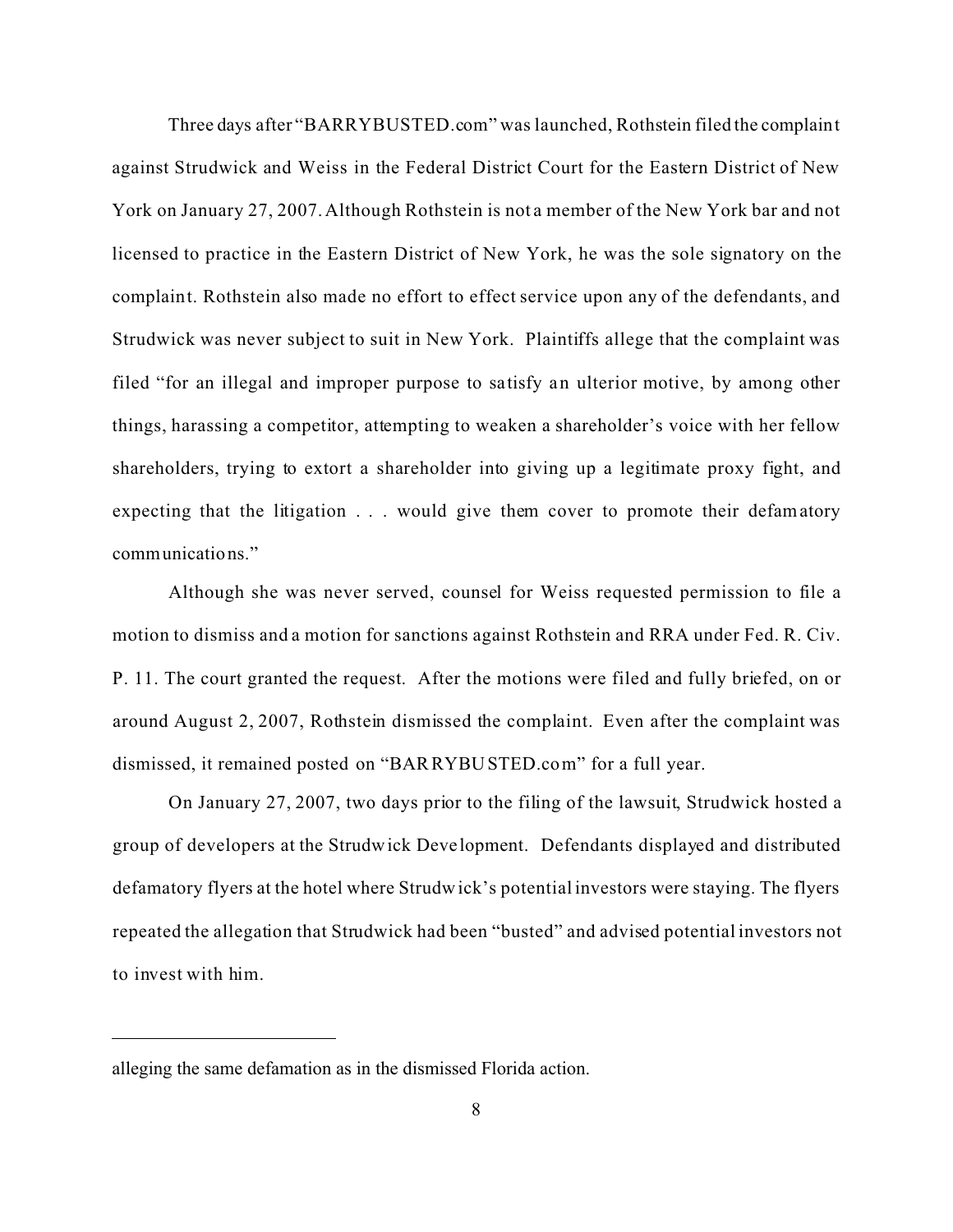Three days after "BARRYBUSTED.com" was launched, Rothstein filed the complaint against Strudwick and Weiss in the Federal District Court for the Eastern District of New York on January 27, 2007. Although Rothstein is not a member of the New York bar and not licensed to practice in the Eastern District of New York, he was the sole signatory on the complaint. Rothstein also made no effort to effect service upon any of the defendants, and Strudwick was never subject to suit in New York. Plaintiffs allege that the complaint was filed "for an illegal and improper purpose to satisfy an ulterior motive, by among other things, harassing a competitor, attempting to weaken a shareholder's voice with her fellow shareholders, trying to extort a shareholder into giving up a legitimate proxy fight, and expecting that the litigation . . . would give them cover to promote their defamatory communications."

Although she was never served, counsel for Weiss requested permission to file a motion to dismiss and a motion for sanctions against Rothstein and RRA under Fed. R. Civ. P. 11. The court granted the request. After the motions were filed and fully briefed, on or around August 2, 2007, Rothstein dismissed the complaint. Even after the complaint was dismissed, it remained posted on "BARRYBUSTED.com" for a full year.

On January 27, 2007, two days prior to the filing of the lawsuit, Strudwick hosted a group of developers at the Strudwick Development. Defendants displayed and distributed defamatory flyers at the hotel where Strudwick's potential investors were staying. The flyers repeated the allegation that Strudwick had been "busted" and advised potential investors not to invest with him.

---

alleging the same defamation as in the dismissed Florida action.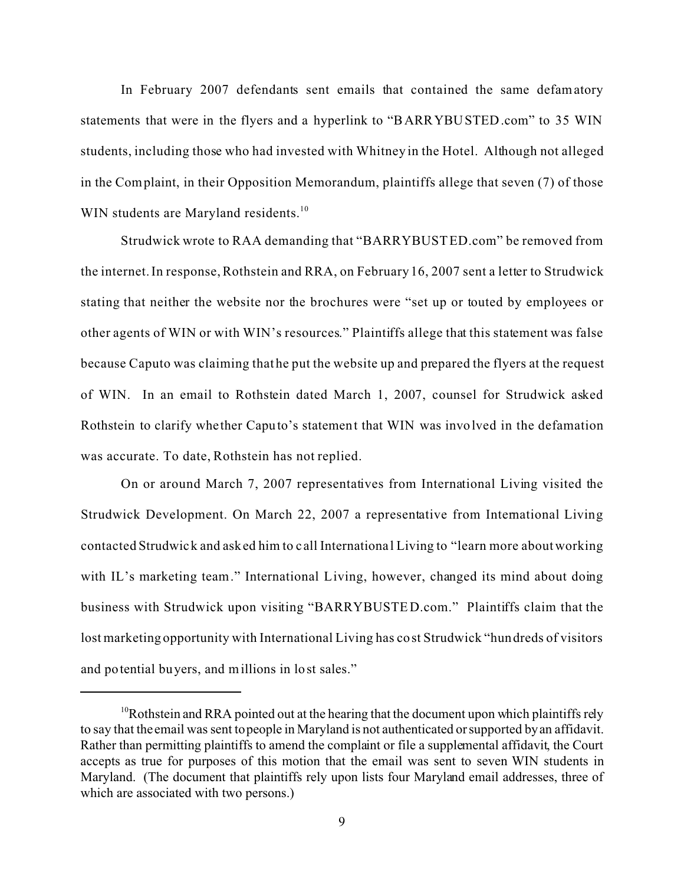In February 2007 defendants sent emails that contained the same defamatory statements that were in the flyers and a hyperlink to "BARRYBUSTED.com" to 35 WIN students, including those who had invested with Whitney in the Hotel. Although not alleged in the Complaint, in their Opposition Memorandum, plaintiffs allege that seven (7) of those WIN students are Maryland residents.[10]

Strudwick wrote to RAA demanding that "BARRYBUSTED.com" be removed from the internet. In response, Rothstein and RRA, on February 16, 2007 sent a letter to Strudwick stating that neither the website nor the brochures were "set up or touted by employees or other agents of WIN or with WIN's resources." Plaintiffs allege that this statement was false because Caputo was claiming that he put the website up and prepared the flyers at the request of WIN. In an email to Rothstein dated March 1, 2007, counsel for Strudwick asked Rothstein to clarify whether Caputo's statement that WIN was involved in the defamation was accurate. To date, Rothstein has not replied.

On or around March 7, 2007 representatives from International Living visited the Strudwick Development. On March 22, 2007 a representative from International Living contacted Strudwick and asked him to call International Living to "learn more about working with IL's marketing team." International Living, however, changed its mind about doing business with Strudwick upon visiting "BARRYBUSTED.com." Plaintiffs claim that the lost marketing opportunity with International Living has cost Strudwick "hundreds of visitors and potential buyers, and millions in lost sales."

---

[10] Rothstein and RRA pointed out at the hearing that the document upon which plaintiffs rely to say that the email was sent to people in Maryland is not authenticated or supported by an affidavit. Rather than permitting plaintiffs to amend the complaint or file a supplemental affidavit, the Court accepts as true for purposes of this motion that the email was sent to seven WIN students in Maryland. (The document that plaintiffs rely upon lists four Maryland email addresses, three of which are associated with two persons.)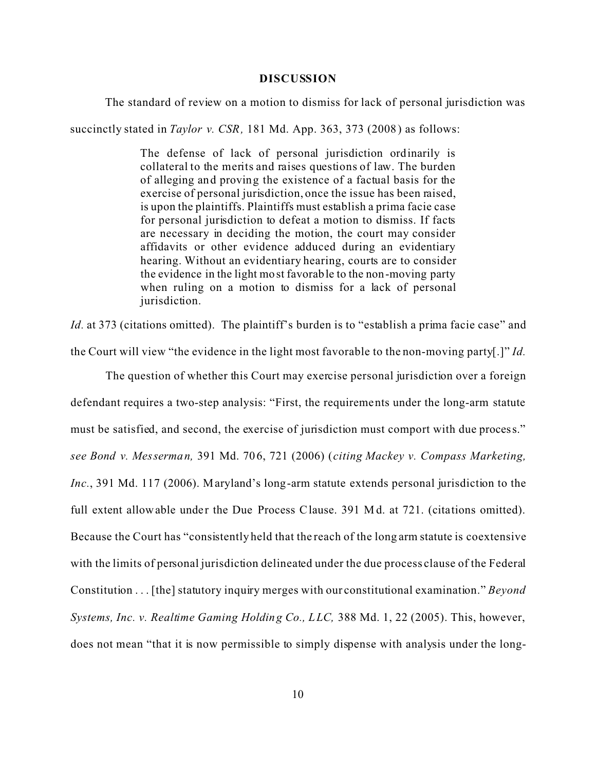## DISCUSSION

The standard of review on a motion to dismiss for lack of personal jurisdiction was succinctly stated in *Taylor v. CSR,* 181 Md. App. 363, 373 (2008) as follows:

> The defense of lack of personal jurisdiction ordinarily is collateral to the merits and raises questions of law. The burden of alleging and proving the existence of a factual basis for the exercise of personal jurisdiction, once the issue has been raised, is upon the plaintiffs. Plaintiffs must establish a prima facie case for personal jurisdiction to defeat a motion to dismiss. If facts are necessary in deciding the motion, the court may consider affidavits or other evidence adduced during an evidentiary hearing. Without an evidentiary hearing, courts are to consider the evidence in the light most favorable to the non-moving party when ruling on a motion to dismiss for a lack of personal jurisdiction.

*Id.* at 373 (citations omitted). The plaintiff's burden is to "establish a prima facie case" and the Court will view "the evidence in the light most favorable to the non-moving party[.]" *Id.*

The question of whether this Court may exercise personal jurisdiction over a foreign defendant requires a two-step analysis: "First, the requirements under the long-arm statute must be satisfied, and second, the exercise of jurisdiction must comport with due process." *see Bond v. Messerman,* 391 Md. 706, 721 (2006) (*citing Mackey v. Compass Marketing, Inc.*, 391 Md. 117 (2006). Maryland's long-arm statute extends personal jurisdiction to the full extent allowable under the Due Process Clause. 391 Md. at 721. (citations omitted). Because the Court has "consistently held that the reach of the long arm statute is coextensive with the limits of personal jurisdiction delineated under the due process clause of the Federal Constitution . . . [the] statutory inquiry merges with our constitutional examination." *Beyond Systems, Inc. v. Realtime Gaming Holding Co., LLC,* 388 Md. 1, 22 (2005). This, however, does not mean "that it is now permissible to simply dispense with analysis under the long-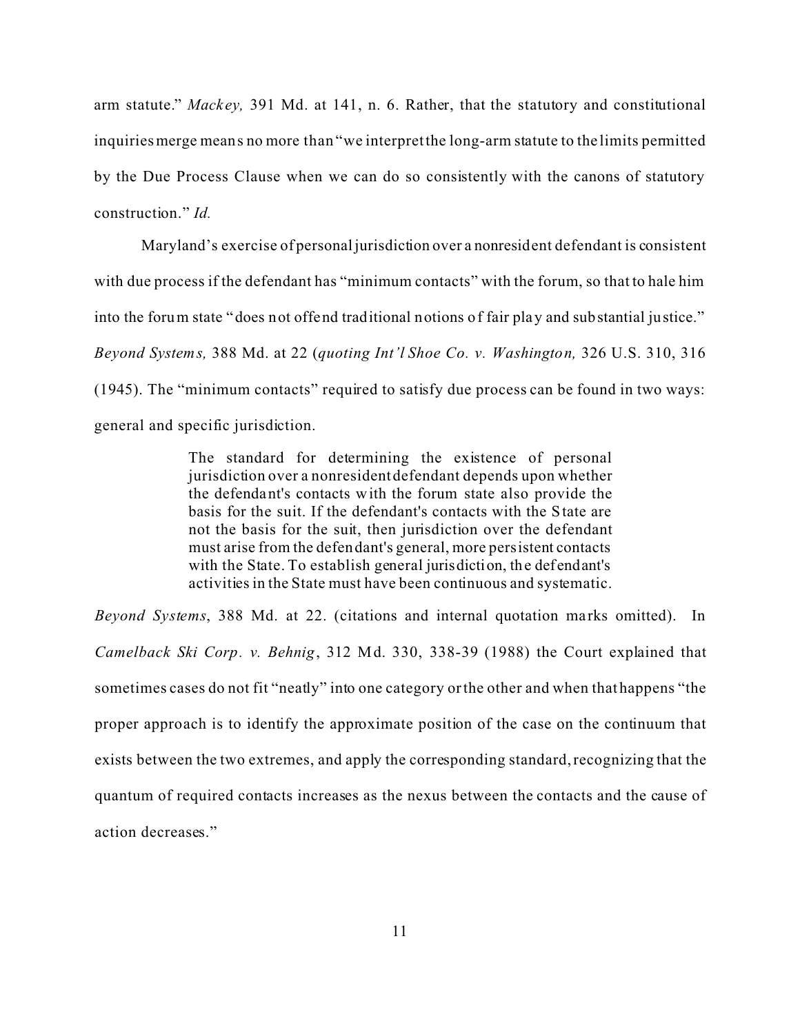arm statute." *Mackey,* 391 Md. at 141, n. 6. Rather, that the statutory and constitutional inquiries merge means no more than "we interpret the long-arm statute to the limits permitted by the Due Process Clause when we can do so consistently with the canons of statutory construction." *Id.*

Maryland's exercise of personal jurisdiction over a nonresident defendant is consistent with due process if the defendant has "minimum contacts" with the forum, so that to hale him into the forum state "does not offend traditional notions of fair play and substantial justice." *Beyond Systems,* 388 Md. at 22 (*quoting Int'l Shoe Co. v. Washington,* 326 U.S. 310, 316 (1945). The "minimum contacts" required to satisfy due process can be found in two ways: general and specific jurisdiction.

> The standard for determining the existence of personal jurisdiction over a nonresident defendant depends upon whether the defendant's contacts with the forum state also provide the basis for the suit. If the defendant's contacts with the State are not the basis for the suit, then jurisdiction over the defendant must arise from the defendant's general, more persistent contacts with the State. To establish general jurisdiction, the defendant's activities in the State must have been continuous and systematic.

*Beyond Systems*, 388 Md. at 22. (citations and internal quotation marks omitted). In *Camelback Ski Corp. v. Behnig*, 312 Md. 330, 338-39 (1988) the Court explained that sometimes cases do not fit "neatly" into one category or the other and when that happens "the proper approach is to identify the approximate position of the case on the continuum that exists between the two extremes, and apply the corresponding standard, recognizing that the quantum of required contacts increases as the nexus between the contacts and the cause of action decreases."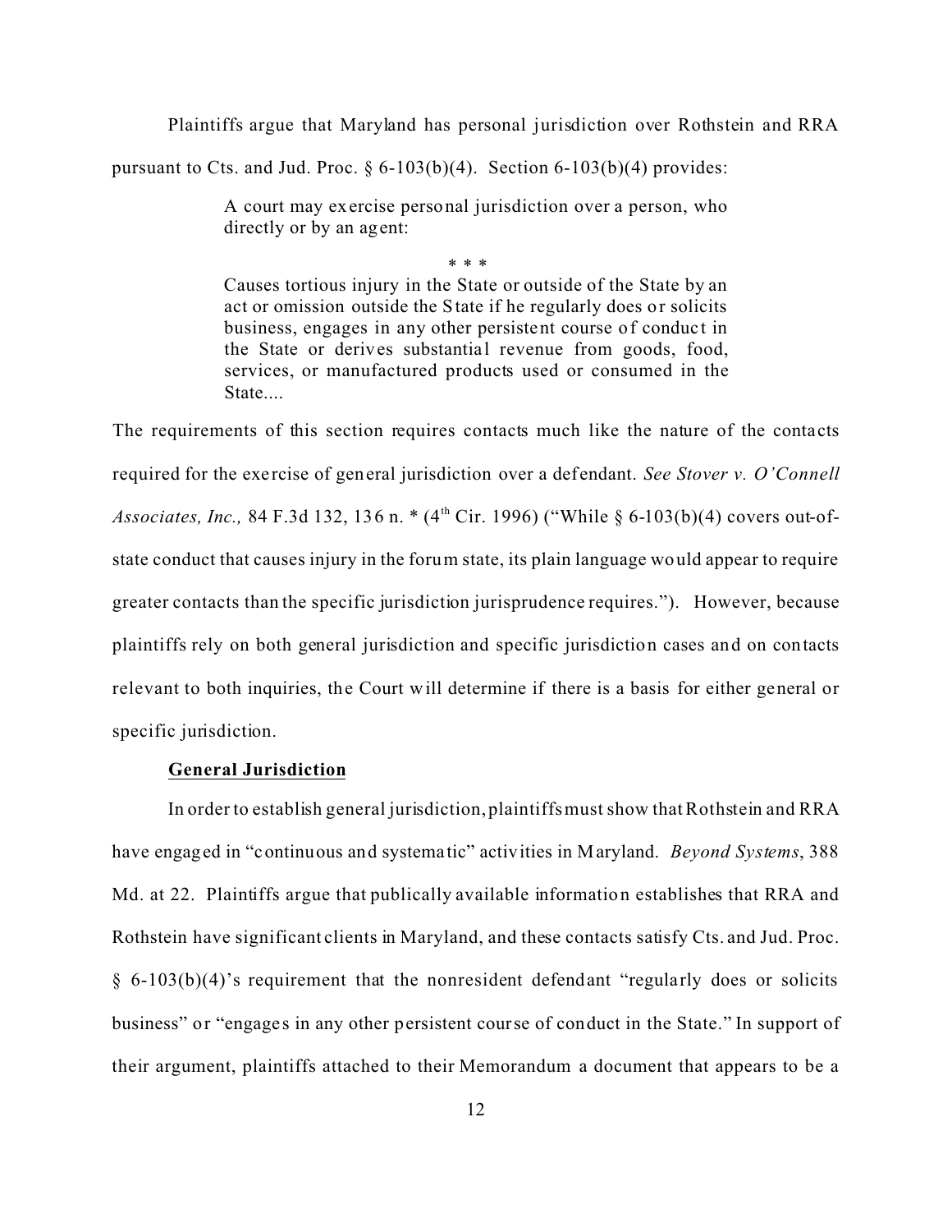Plaintiffs argue that Maryland has personal jurisdiction over Rothstein and RRA pursuant to Cts. and Jud. Proc. § 6-103(b)(4). Section 6-103(b)(4) provides:

> A court may exercise personal jurisdiction over a person, who directly or by an agent:
>
> \* \* \*
>
> Causes tortious injury in the State or outside of the State by an act or omission outside the State if he regularly does or solicits business, engages in any other persistent course of conduct in the State or derives substantial revenue from goods, food, services, or manufactured products used or consumed in the State....

The requirements of this section requires contacts much like the nature of the contacts required for the exercise of general jurisdiction over a defendant. *See Stover v. O'Connell Associates, Inc.,* 84 F.3d 132, 136 n. \* (4th Cir. 1996) ("While § 6-103(b)(4) covers out-of-state conduct that causes injury in the forum state, its plain language would appear to require greater contacts than the specific jurisdiction jurisprudence requires."). However, because plaintiffs rely on both general jurisdiction and specific jurisdiction cases and on contacts relevant to both inquiries, the Court will determine if there is a basis for either general or specific jurisdiction.

**General Jurisdiction**

In order to establish general jurisdiction, plaintiffs must show that Rothstein and RRA have engaged in "continuous and systematic" activities in Maryland. *Beyond Systems*, 388 Md. at 22. Plaintiffs argue that publically available information establishes that RRA and Rothstein have significant clients in Maryland, and these contacts satisfy Cts. and Jud. Proc. § 6-103(b)(4)'s requirement that the nonresident defendant "regularly does or solicits business" or "engages in any other persistent course of conduct in the State." In support of their argument, plaintiffs attached to their Memorandum a document that appears to be a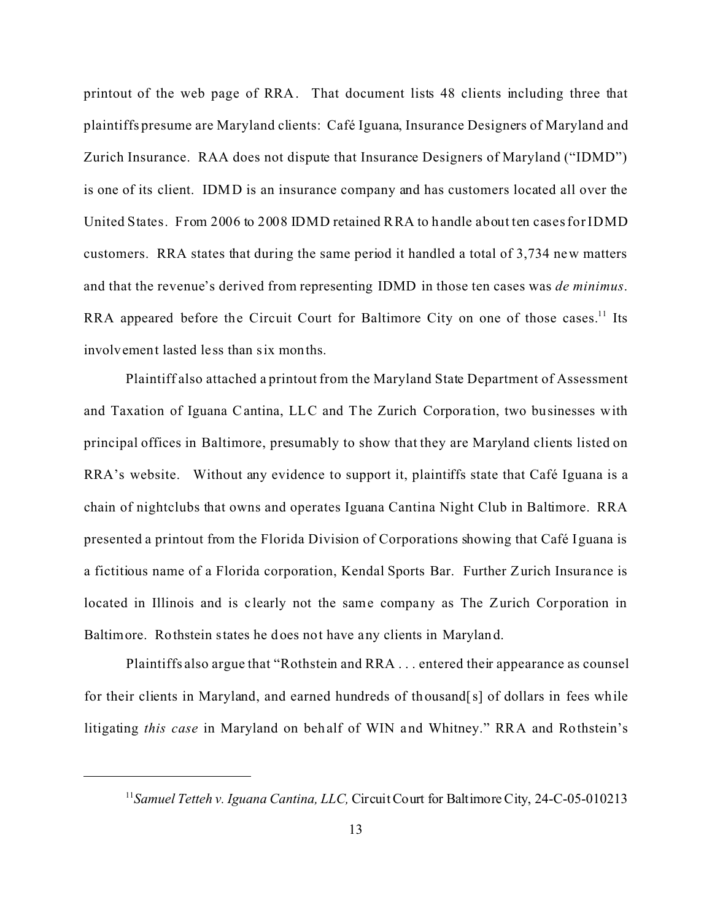printout of the web page of RRA. That document lists 48 clients including three that plaintiffs presume are Maryland clients: Café Iguana, Insurance Designers of Maryland and Zurich Insurance. RAA does not dispute that Insurance Designers of Maryland ("IDMD") is one of its client. IDMD is an insurance company and has customers located all over the United States. From 2006 to 2008 IDMD retained RRA to handle about ten cases for IDMD customers. RRA states that during the same period it handled a total of 3,734 new matters and that the revenue's derived from representing IDMD in those ten cases was *de minimus*. RRA appeared before the Circuit Court for Baltimore City on one of those cases.[11] Its involvement lasted less than six months.

Plaintiff also attached a printout from the Maryland State Department of Assessment and Taxation of Iguana Cantina, LLC and The Zurich Corporation, two businesses with principal offices in Baltimore, presumably to show that they are Maryland clients listed on RRA's website. Without any evidence to support it, plaintiffs state that Café Iguana is a chain of nightclubs that owns and operates Iguana Cantina Night Club in Baltimore. RRA presented a printout from the Florida Division of Corporations showing that Café Iguana is a fictitious name of a Florida corporation, Kendal Sports Bar. Further Zurich Insurance is located in Illinois and is clearly not the same company as The Zurich Corporation in Baltimore. Rothstein states he does not have any clients in Maryland.

Plaintiffs also argue that "Rothstein and RRA . . . entered their appearance as counsel for their clients in Maryland, and earned hundreds of thousand[s] of dollars in fees while litigating *this case* in Maryland on behalf of WIN and Whitney." RRA and Rothstein's

---

[11] *Samuel Tetteh v. Iguana Cantina, LLC,* Circuit Court for Baltimore City, 24-C-05-010213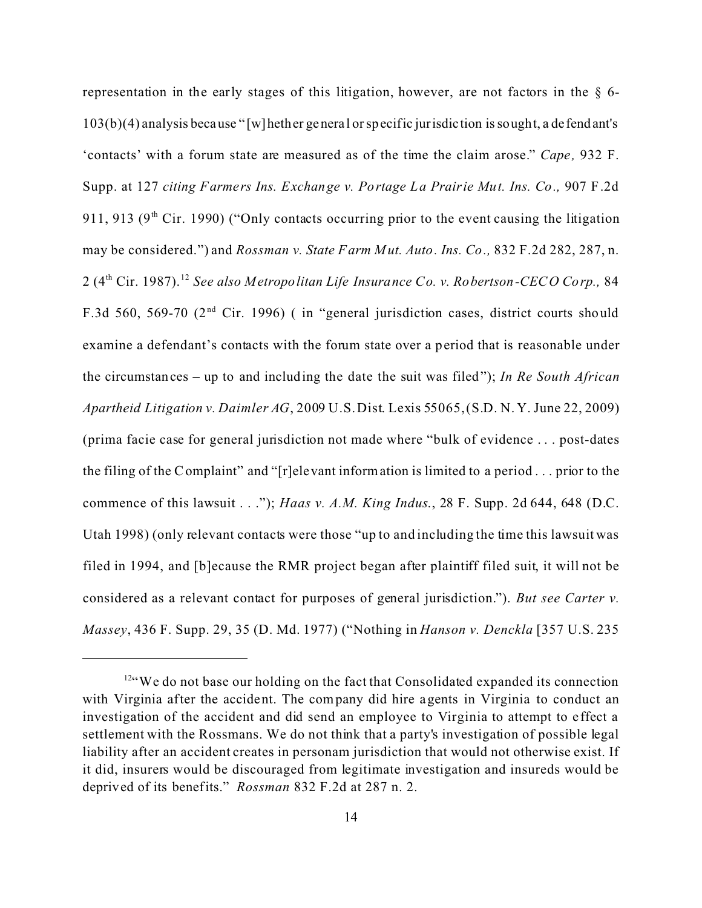representation in the early stages of this litigation, however, are not factors in the § 6-103(b)(4) analysis because "[w]hether general or specific jurisdiction is sought, a defendant's 'contacts' with a forum state are measured as of the time the claim arose." *Cape,* 932 F. Supp. at 127 *citing Farmers Ins. Exchange v. Portage La Prairie Mut. Ins. Co.,* 907 F.2d 911, 913 (9th Cir. 1990) ("Only contacts occurring prior to the event causing the litigation may be considered.") and *Rossman v. State Farm Mut. Auto. Ins. Co.,* 832 F.2d 282, 287, n. 2 (4th Cir. 1987).[12] *See also Metropolitan Life Insurance Co. v. Robertson-CECO Corp.,* 84 F.3d 560, 569-70 (2nd Cir. 1996) ( in "general jurisdiction cases, district courts should examine a defendant's contacts with the forum state over a period that is reasonable under the circumstances – up to and including the date the suit was filed"); *In Re South African Apartheid Litigation v. Daimler AG*, 2009 U.S.Dist. Lexis 55065, (S.D. N.Y. June 22, 2009) (prima facie case for general jurisdiction not made where "bulk of evidence . . . post-dates the filing of the Complaint" and "[r]elevant information is limited to a period . . . prior to the commence of this lawsuit . . ."); *Haas v. A.M. King Indus.*, 28 F. Supp. 2d 644, 648 (D.C. Utah 1998) (only relevant contacts were those "up to and including the time this lawsuit was filed in 1994, and [b]ecause the RMR project began after plaintiff filed suit, it will not be considered as a relevant contact for purposes of general jurisdiction."). *But see Carter v. Massey*, 436 F. Supp. 29, 35 (D. Md. 1977) ("Nothing in *Hanson v. Denckla* [357 U.S. 235

---

[12] "We do not base our holding on the fact that Consolidated expanded its connection with Virginia after the accident. The company did hire agents in Virginia to conduct an investigation of the accident and did send an employee to Virginia to attempt to effect a settlement with the Rossmans. We do not think that a party's investigation of possible legal liability after an accident creates in personam jurisdiction that would not otherwise exist. If it did, insurers would be discouraged from legitimate investigation and insureds would be deprived of its benefits." *Rossman* 832 F.2d at 287 n. 2.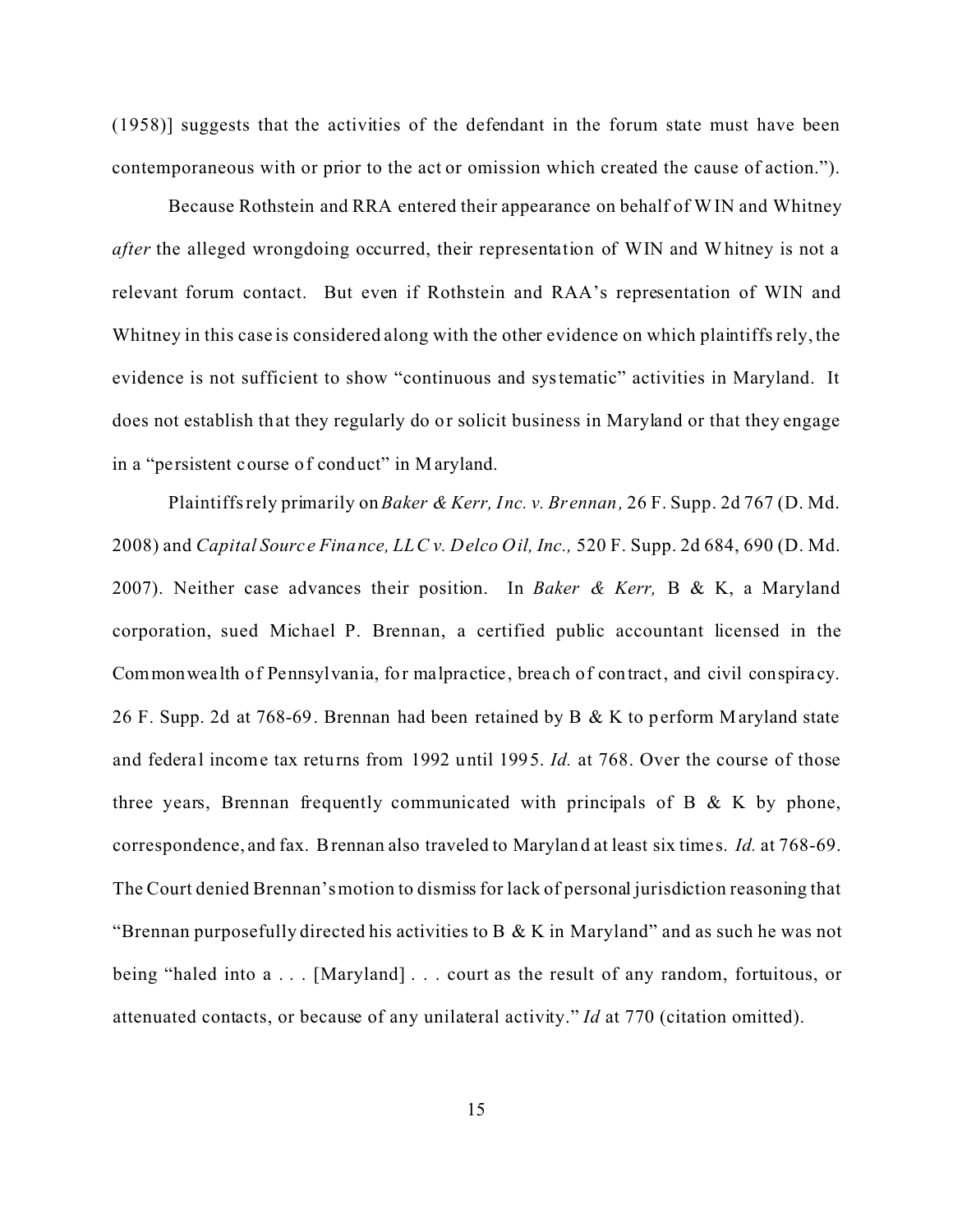(1958)] suggests that the activities of the defendant in the forum state must have been contemporaneous with or prior to the act or omission which created the cause of action.").

Because Rothstein and RRA entered their appearance on behalf of WIN and Whitney *after* the alleged wrongdoing occurred, their representation of WIN and Whitney is not a relevant forum contact. But even if Rothstein and RAA's representation of WIN and Whitney in this case is considered along with the other evidence on which plaintiffs rely, the evidence is not sufficient to show "continuous and systematic" activities in Maryland. It does not establish that they regularly do or solicit business in Maryland or that they engage in a "persistent course of conduct" in Maryland.

Plaintiffs rely primarily on *Baker & Kerr, Inc. v. Brennan,* 26 F. Supp. 2d 767 (D. Md. 2008) and *Capital Source Finance, LLC v. Delco Oil, Inc.,* 520 F. Supp. 2d 684, 690 (D. Md. 2007). Neither case advances their position. In *Baker & Kerr,* B & K, a Maryland corporation, sued Michael P. Brennan, a certified public accountant licensed in the Commonwealth of Pennsylvania, for malpractice, breach of contract, and civil conspiracy. 26 F. Supp. 2d at 768-69. Brennan had been retained by B & K to perform Maryland state and federal income tax returns from 1992 until 1995. *Id.* at 768. Over the course of those three years, Brennan frequently communicated with principals of B & K by phone, correspondence, and fax. Brennan also traveled to Maryland at least six times. *Id.* at 768-69. The Court denied Brennan's motion to dismiss for lack of personal jurisdiction reasoning that "Brennan purposefully directed his activities to B & K in Maryland" and as such he was not being "haled into a . . . [Maryland] . . . court as the result of any random, fortuitous, or attenuated contacts, or because of any unilateral activity." *Id* at 770 (citation omitted).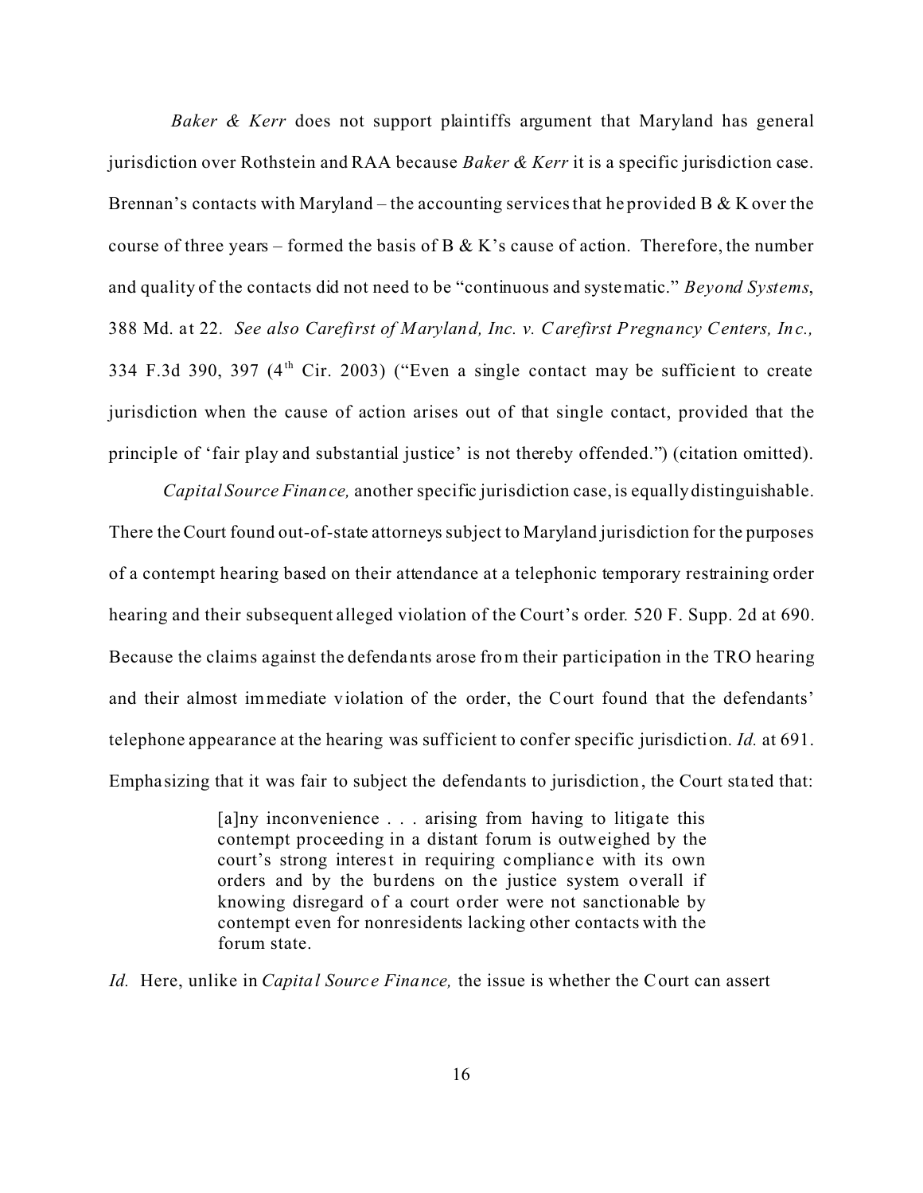*Baker & Kerr* does not support plaintiffs argument that Maryland has general jurisdiction over Rothstein and RAA because *Baker & Kerr* it is a specific jurisdiction case. Brennan's contacts with Maryland – the accounting services that he provided B & K over the course of three years – formed the basis of B & K's cause of action. Therefore, the number and quality of the contacts did not need to be "continuous and systematic." *Beyond Systems*, 388 Md. at 22. *See also Carefirst of Maryland, Inc. v. Carefirst Pregnancy Centers, Inc.,* 334 F.3d 390, 397 (4th Cir. 2003) ("Even a single contact may be sufficient to create jurisdiction when the cause of action arises out of that single contact, provided that the principle of 'fair play and substantial justice' is not thereby offended.") (citation omitted).

*Capital Source Finance,* another specific jurisdiction case, is equally distinguishable. There the Court found out-of-state attorneys subject to Maryland jurisdiction for the purposes of a contempt hearing based on their attendance at a telephonic temporary restraining order hearing and their subsequent alleged violation of the Court's order. 520 F. Supp. 2d at 690. Because the claims against the defendants arose from their participation in the TRO hearing and their almost immediate violation of the order, the Court found that the defendants' telephone appearance at the hearing was sufficient to confer specific jurisdiction. *Id.* at 691. Emphasizing that it was fair to subject the defendants to jurisdiction, the Court stated that:

> [a]ny inconvenience . . . arising from having to litigate this contempt proceeding in a distant forum is outweighed by the court's strong interest in requiring compliance with its own orders and by the burdens on the justice system overall if knowing disregard of a court order were not sanctionable by contempt even for nonresidents lacking other contacts with the forum state.

*Id.* Here, unlike in *Capital Source Finance,* the issue is whether the Court can assert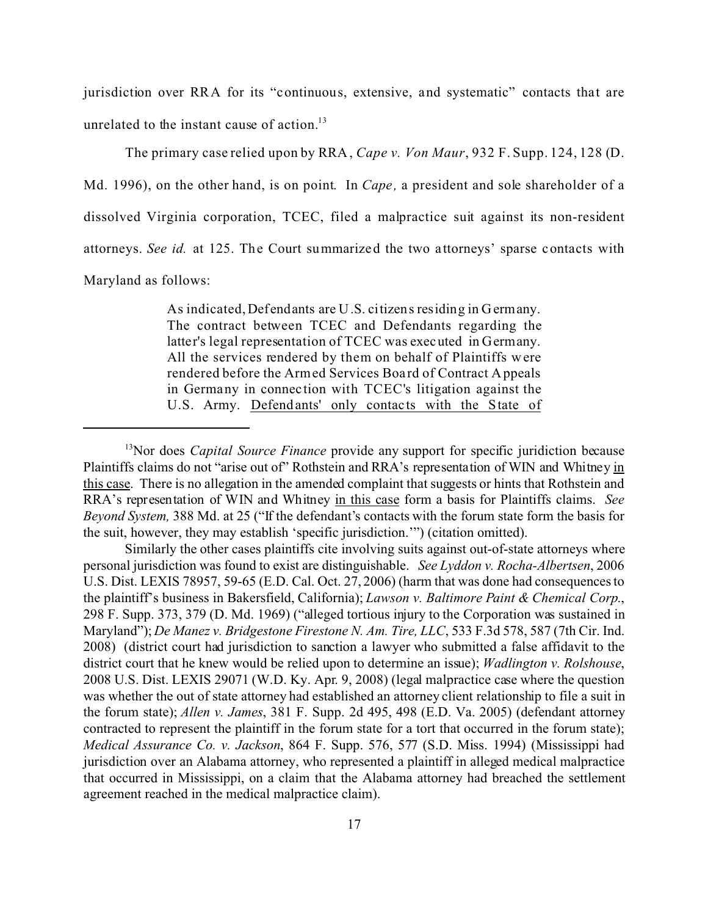jurisdiction over RRA for its "continuous, extensive, and systematic" contacts that are unrelated to the instant cause of action.[13]

The primary case relied upon by RRA, *Cape v. Von Maur*, 932 F. Supp. 124, 128 (D. Md. 1996), on the other hand, is on point. In *Cape,* a president and sole shareholder of a dissolved Virginia corporation, TCEC, filed a malpractice suit against its non-resident attorneys. *See id.* at 125. The Court summarized the two attorneys' sparse contacts with Maryland as follows:

> As indicated, Defendants are U.S. citizens residing in Germany. The contract between TCEC and Defendants regarding the latter's legal representation of TCEC was executed in Germany. All the services rendered by them on behalf of Plaintiffs were rendered before the Armed Services Board of Contract Appeals in Germany in connection with TCEC's litigation against the U.S. Army. <u>Defendants' only contacts with the State of</u>

---

[13]Nor does *Capital Source Finance* provide any support for specific juridiction because Plaintiffs claims do not "arise out of" Rothstein and RRA's representation of WIN and Whitney <u>in this case</u>. There is no allegation in the amended complaint that suggests or hints that Rothstein and RRA's representation of WIN and Whitney <u>in this case</u> form a basis for Plaintiffs claims. *See Beyond System,* 388 Md. at 25 ("If the defendant's contacts with the forum state form the basis for the suit, however, they may establish 'specific jurisdiction.'") (citation omitted).

Similarly the other cases plaintiffs cite involving suits against out-of-state attorneys where personal jurisdiction was found to exist are distinguishable. *See Lyddon v. Rocha-Albertsen*, 2006 U.S. Dist. LEXIS 78957, 59-65 (E.D. Cal. Oct. 27, 2006) (harm that was done had consequences to the plaintiff's business in Bakersfield, California); *Lawson v. Baltimore Paint & Chemical Corp.*, 298 F. Supp. 373, 379 (D. Md. 1969) ("alleged tortious injury to the Corporation was sustained in Maryland"); *De Manez v. Bridgestone Firestone N. Am. Tire, LLC*, 533 F.3d 578, 587 (7th Cir. Ind. 2008) (district court had jurisdiction to sanction a lawyer who submitted a false affidavit to the district court that he knew would be relied upon to determine an issue); *Wadlington v. Rolshouse*, 2008 U.S. Dist. LEXIS 29071 (W.D. Ky. Apr. 9, 2008) (legal malpractice case where the question was whether the out of state attorney had established an attorney client relationship to file a suit in the forum state); *Allen v. James*, 381 F. Supp. 2d 495, 498 (E.D. Va. 2005) (defendant attorney contracted to represent the plaintiff in the forum state for a tort that occurred in the forum state); *Medical Assurance Co. v. Jackson*, 864 F. Supp. 576, 577 (S.D. Miss. 1994) (Mississippi had jurisdiction over an Alabama attorney, who represented a plaintiff in alleged medical malpractice that occurred in Mississippi, on a claim that the Alabama attorney had breached the settlement agreement reached in the medical malpractice claim).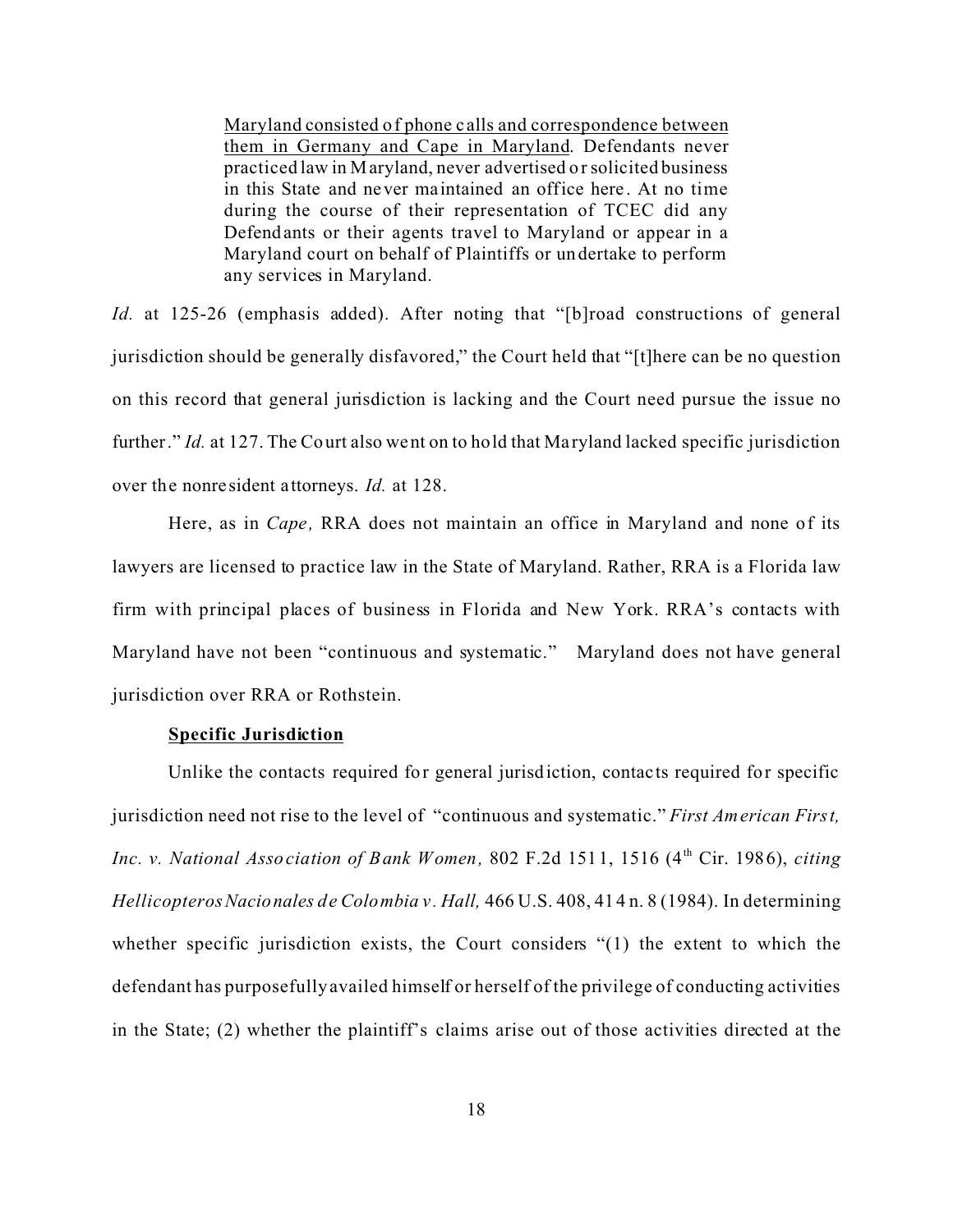> <u>Maryland consisted of phone calls and correspondence between them in Germany and Cape in Maryland</u>. Defendants never practiced law in Maryland, never advertised or solicited business in this State and never maintained an office here. At no time during the course of their representation of TCEC did any Defendants or their agents travel to Maryland or appear in a Maryland court on behalf of Plaintiffs or undertake to perform any services in Maryland.

*Id.* at 125-26 (emphasis added). After noting that "[b]road constructions of general jurisdiction should be generally disfavored," the Court held that "[t]here can be no question on this record that general jurisdiction is lacking and the Court need pursue the issue no further." *Id.* at 127. The Court also went on to hold that Maryland lacked specific jurisdiction over the nonresident attorneys. *Id.* at 128.

Here, as in *Cape,* RRA does not maintain an office in Maryland and none of its lawyers are licensed to practice law in the State of Maryland. Rather, RRA is a Florida law firm with principal places of business in Florida and New York. RRA's contacts with Maryland have not been "continuous and systematic." Maryland does not have general jurisdiction over RRA or Rothstein.

**<u>Specific Jurisdiction</u>**

Unlike the contacts required for general jurisdiction, contacts required for specific jurisdiction need not rise to the level of "continuous and systematic." *First American First, Inc. v. National Association of Bank Women,* 802 F.2d 1511, 1516 (4th Cir. 1986), *citing Hellicopteros Nacionales de Colombia v. Hall,* 466 U.S. 408, 414 n. 8 (1984). In determining whether specific jurisdiction exists, the Court considers "(1) the extent to which the defendant has purposefully availed himself or herself of the privilege of conducting activities in the State; (2) whether the plaintiff's claims arise out of those activities directed at the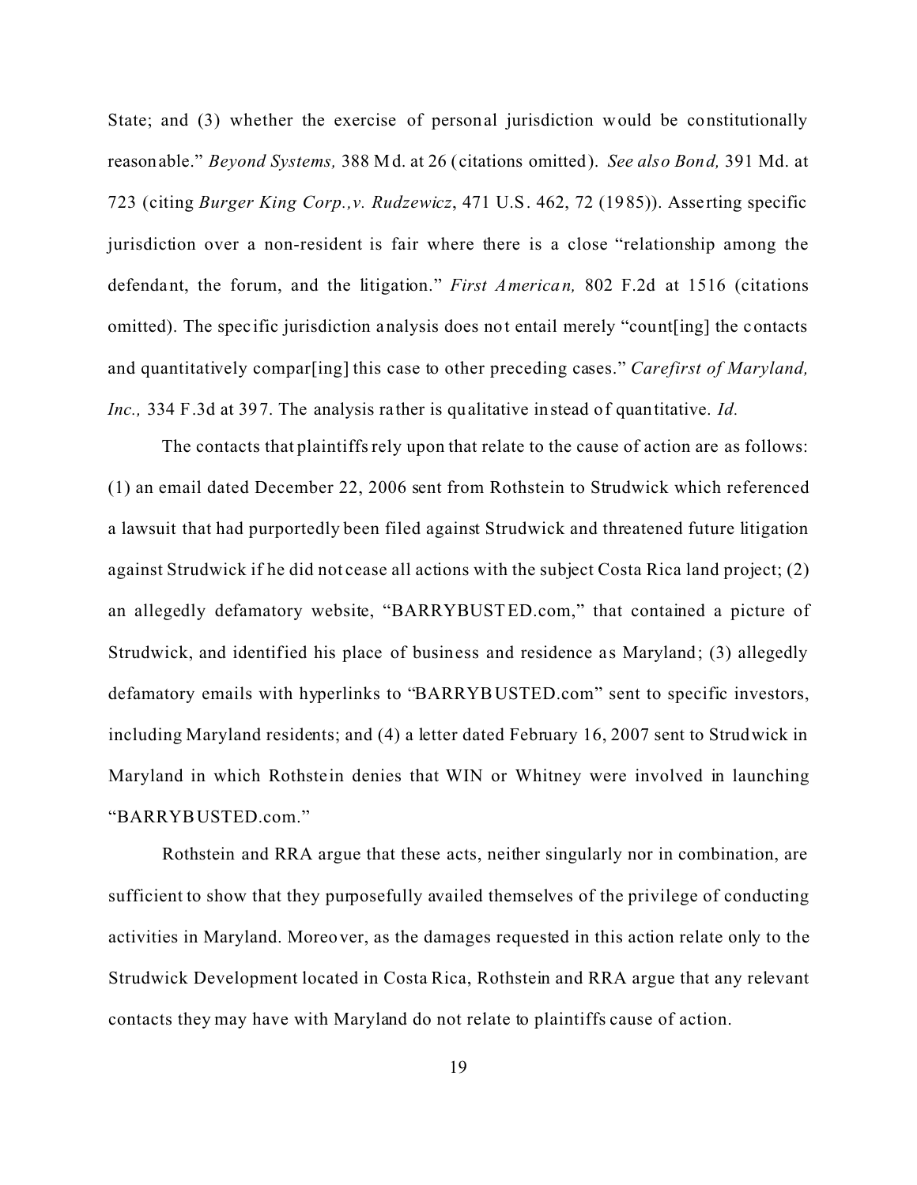State; and (3) whether the exercise of personal jurisdiction would be constitutionally reasonable." *Beyond Systems,* 388 Md. at 26 (citations omitted). *See also Bond,* 391 Md. at 723 (citing *Burger King Corp.,v. Rudzewicz*, 471 U.S. 462, 72 (1985)). Asserting specific jurisdiction over a non-resident is fair where there is a close "relationship among the defendant, the forum, and the litigation." *First American,* 802 F.2d at 1516 (citations omitted). The specific jurisdiction analysis does not entail merely "count[ing] the contacts and quantitatively compar[ing] this case to other preceding cases." *Carefirst of Maryland, Inc.,* 334 F.3d at 397. The analysis rather is qualitative instead of quantitative. *Id.*

The contacts that plaintiffs rely upon that relate to the cause of action are as follows: (1) an email dated December 22, 2006 sent from Rothstein to Strudwick which referenced a lawsuit that had purportedly been filed against Strudwick and threatened future litigation against Strudwick if he did not cease all actions with the subject Costa Rica land project; (2) an allegedly defamatory website, "BARRYBUSTED.com," that contained a picture of Strudwick, and identified his place of business and residence as Maryland; (3) allegedly defamatory emails with hyperlinks to "BARRYBUSTED.com" sent to specific investors, including Maryland residents; and (4) a letter dated February 16, 2007 sent to Strudwick in Maryland in which Rothstein denies that WIN or Whitney were involved in launching "BARRYBUSTED.com."

Rothstein and RRA argue that these acts, neither singularly nor in combination, are sufficient to show that they purposefully availed themselves of the privilege of conducting activities in Maryland. Moreover, as the damages requested in this action relate only to the Strudwick Development located in Costa Rica, Rothstein and RRA argue that any relevant contacts they may have with Maryland do not relate to plaintiffs cause of action.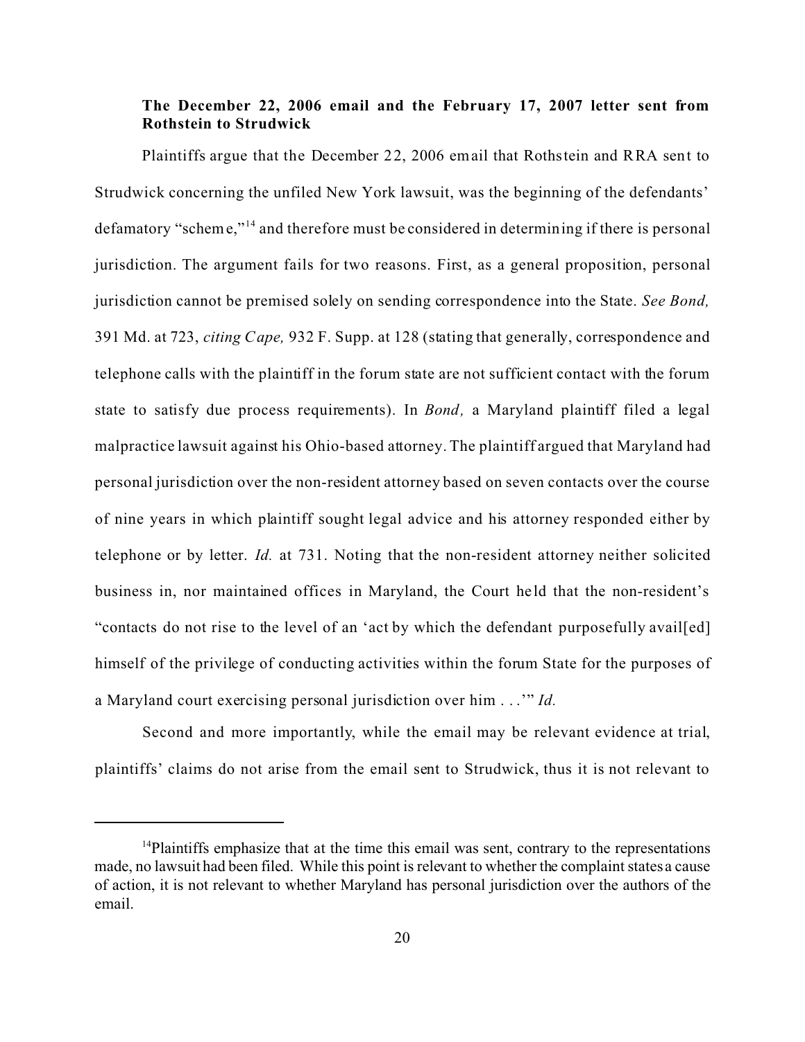**The December 22, 2006 email and the February 17, 2007 letter sent from Rothstein to Strudwick**

Plaintiffs argue that the December 22, 2006 email that Rothstein and RRA sent to Strudwick concerning the unfiled New York lawsuit, was the beginning of the defendants' defamatory "scheme,"[14] and therefore must be considered in determining if there is personal jurisdiction. The argument fails for two reasons. First, as a general proposition, personal jurisdiction cannot be premised solely on sending correspondence into the State. *See Bond,* 391 Md. at 723, *citing Cape,* 932 F. Supp. at 128 (stating that generally, correspondence and telephone calls with the plaintiff in the forum state are not sufficient contact with the forum state to satisfy due process requirements). In *Bond,* a Maryland plaintiff filed a legal malpractice lawsuit against his Ohio-based attorney. The plaintiff argued that Maryland had personal jurisdiction over the non-resident attorney based on seven contacts over the course of nine years in which plaintiff sought legal advice and his attorney responded either by telephone or by letter. *Id.* at 731. Noting that the non-resident attorney neither solicited business in, nor maintained offices in Maryland, the Court held that the non-resident's "contacts do not rise to the level of an 'act by which the defendant purposefully avail[ed] himself of the privilege of conducting activities within the forum State for the purposes of a Maryland court exercising personal jurisdiction over him . . .'" *Id.*

Second and more importantly, while the email may be relevant evidence at trial, plaintiffs' claims do not arise from the email sent to Strudwick, thus it is not relevant to

---

[14] Plaintiffs emphasize that at the time this email was sent, contrary to the representations made, no lawsuit had been filed. While this point is relevant to whether the complaint states a cause of action, it is not relevant to whether Maryland has personal jurisdiction over the authors of the email.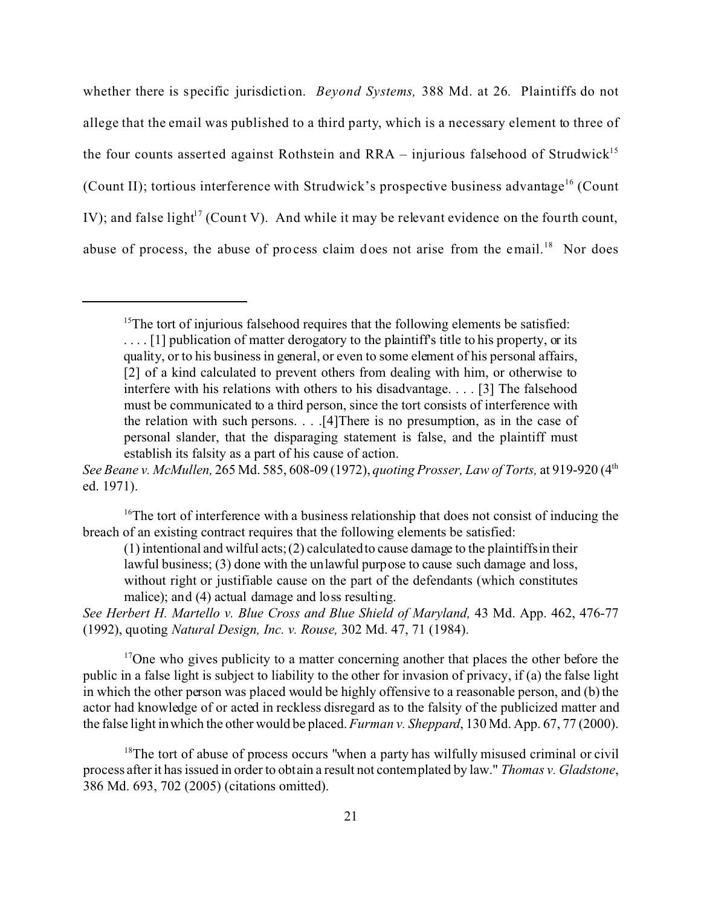whether there is specific jurisdiction. *Beyond Systems,* 388 Md. at 26. Plaintiffs do not allege that the email was published to a third party, which is a necessary element to three of the four counts asserted against Rothstein and RRA – injurious falsehood of Strudwick[15] (Count II); tortious interference with Strudwick's prospective business advantage[16] (Count IV); and false light[17] (Count V). And while it may be relevant evidence on the fourth count, abuse of process, the abuse of process claim does not arise from the email.[18] Nor does

---

[15]The tort of injurious falsehood requires that the following elements be satisfied:

> . . . . [1] publication of matter derogatory to the plaintiff's title to his property, or its quality, or to his business in general, or even to some element of his personal affairs, [2] of a kind calculated to prevent others from dealing with him, or otherwise to interfere with his relations with others to his disadvantage. . . . [3] The falsehood must be communicated to a third person, since the tort consists of interference with the relation with such persons. . . .[4]There is no presumption, as in the case of personal slander, that the disparaging statement is false, and the plaintiff must establish its falsity as a part of his cause of action.

*See Beane v. McMullen,* 265 Md. 585, 608-09 (1972), *quoting Prosser, Law of Torts,* at 919-920 (4th ed. 1971).

[16]The tort of interference with a business relationship that does not consist of inducing the breach of an existing contract requires that the following elements be satisfied:

> (1) intentional and wilful acts; (2) calculated to cause damage to the plaintiffs in their lawful business; (3) done with the unlawful purpose to cause such damage and loss, without right or justifiable cause on the part of the defendants (which constitutes malice); and (4) actual damage and loss resulting.

*See Herbert H. Martello v. Blue Cross and Blue Shield of Maryland,* 43 Md. App. 462, 476-77 (1992), quoting *Natural Design, Inc. v. Rouse,* 302 Md. 47, 71 (1984).

[17]One who gives publicity to a matter concerning another that places the other before the public in a false light is subject to liability to the other for invasion of privacy, if (a) the false light in which the other person was placed would be highly offensive to a reasonable person, and (b) the actor had knowledge of or acted in reckless disregard as to the falsity of the publicized matter and the false light in which the other would be placed. *Furman v. Sheppard*, 130 Md. App. 67, 77 (2000).

[18]The tort of abuse of process occurs "when a party has wilfully misused criminal or civil process after it has issued in order to obtain a result not contemplated by law." *Thomas v. Gladstone*, 386 Md. 693, 702 (2005) (citations omitted).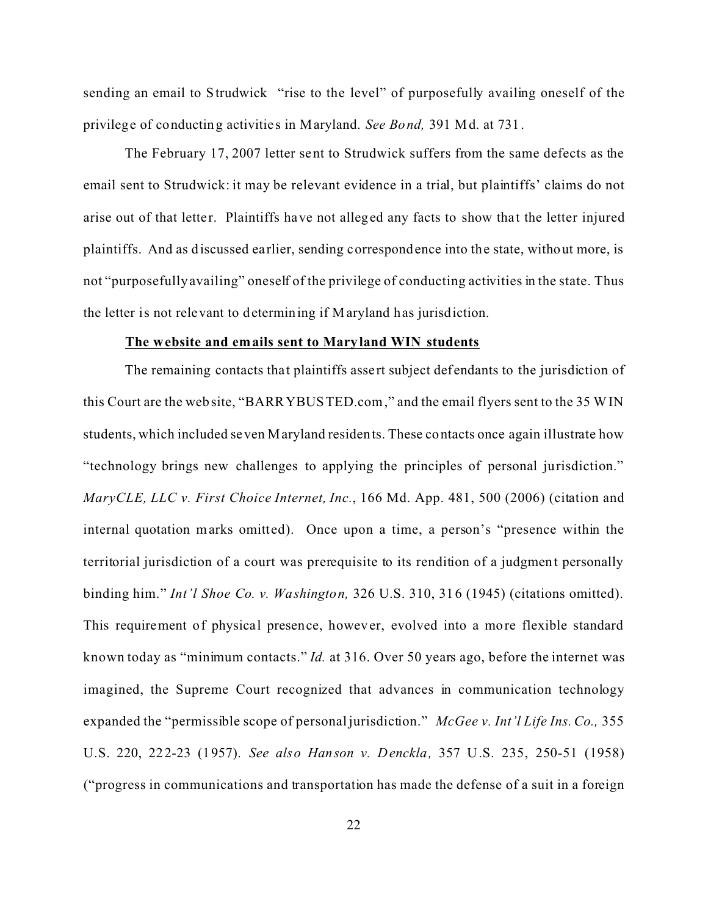sending an email to Strudwick "rise to the level" of purposefully availing oneself of the privilege of conducting activities in Maryland. *See Bond,* 391 Md. at 731.

The February 17, 2007 letter sent to Strudwick suffers from the same defects as the email sent to Strudwick: it may be relevant evidence in a trial, but plaintiffs' claims do not arise out of that letter. Plaintiffs have not alleged any facts to show that the letter injured plaintiffs. And as discussed earlier, sending correspondence into the state, without more, is not "purposefully availing" oneself of the privilege of conducting activities in the state. Thus the letter is not relevant to determining if Maryland has jurisdiction.

**The website and emails sent to Maryland WIN students**

The remaining contacts that plaintiffs assert subject defendants to the jurisdiction of this Court are the website, "BARRYBUSTED.com," and the email flyers sent to the 35 WIN students, which included seven Maryland residents. These contacts once again illustrate how "technology brings new challenges to applying the principles of personal jurisdiction." *MaryCLE, LLC v. First Choice Internet, Inc.*, 166 Md. App. 481, 500 (2006) (citation and internal quotation marks omitted). Once upon a time, a person's "presence within the territorial jurisdiction of a court was prerequisite to its rendition of a judgment personally binding him." *Int'l Shoe Co. v. Washington,* 326 U.S. 310, 316 (1945) (citations omitted). This requirement of physical presence, however, evolved into a more flexible standard known today as "minimum contacts." *Id.* at 316. Over 50 years ago, before the internet was imagined, the Supreme Court recognized that advances in communication technology expanded the "permissible scope of personal jurisdiction." *McGee v. Int'l Life Ins. Co.,* 355 U.S. 220, 222-23 (1957). *See also Hanson v. Denckla,* 357 U.S. 235, 250-51 (1958) ("progress in communications and transportation has made the defense of a suit in a foreign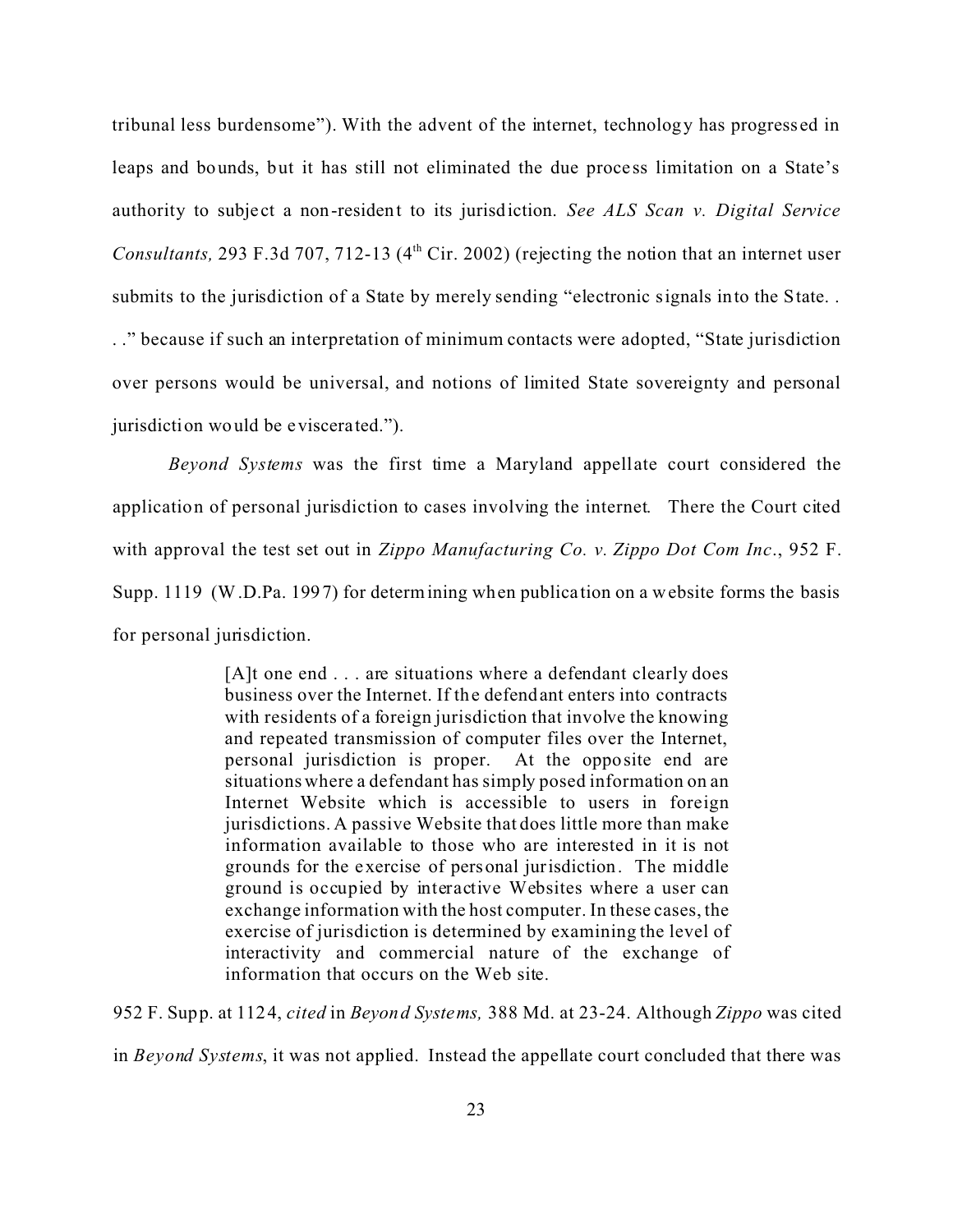tribunal less burdensome"). With the advent of the internet, technology has progressed in leaps and bounds, but it has still not eliminated the due process limitation on a State's authority to subject a non-resident to its jurisdiction. *See ALS Scan v. Digital Service Consultants,* 293 F.3d 707, 712-13 (4th Cir. 2002) (rejecting the notion that an internet user submits to the jurisdiction of a State by merely sending "electronic signals into the State. . . ." because if such an interpretation of minimum contacts were adopted, "State jurisdiction over persons would be universal, and notions of limited State sovereignty and personal jurisdiction would be eviscerated.").

*Beyond Systems* was the first time a Maryland appellate court considered the application of personal jurisdiction to cases involving the internet. There the Court cited with approval the test set out in *Zippo Manufacturing Co. v. Zippo Dot Com Inc*., 952 F. Supp. 1119 (W.D.Pa. 1997) for determining when publication on a website forms the basis for personal jurisdiction.

> [A]t one end . . . are situations where a defendant clearly does business over the Internet. If the defendant enters into contracts with residents of a foreign jurisdiction that involve the knowing and repeated transmission of computer files over the Internet, personal jurisdiction is proper. At the opposite end are situations where a defendant has simply posed information on an Internet Website which is accessible to users in foreign jurisdictions. A passive Website that does little more than make information available to those who are interested in it is not grounds for the exercise of personal jurisdiction. The middle ground is occupied by interactive Websites where a user can exchange information with the host computer. In these cases, the exercise of jurisdiction is determined by examining the level of interactivity and commercial nature of the exchange of information that occurs on the Web site.

952 F. Supp. at 1124, *cited* in *Beyond Systems,* 388 Md. at 23-24. Although *Zippo* was cited in *Beyond Systems*, it was not applied. Instead the appellate court concluded that there was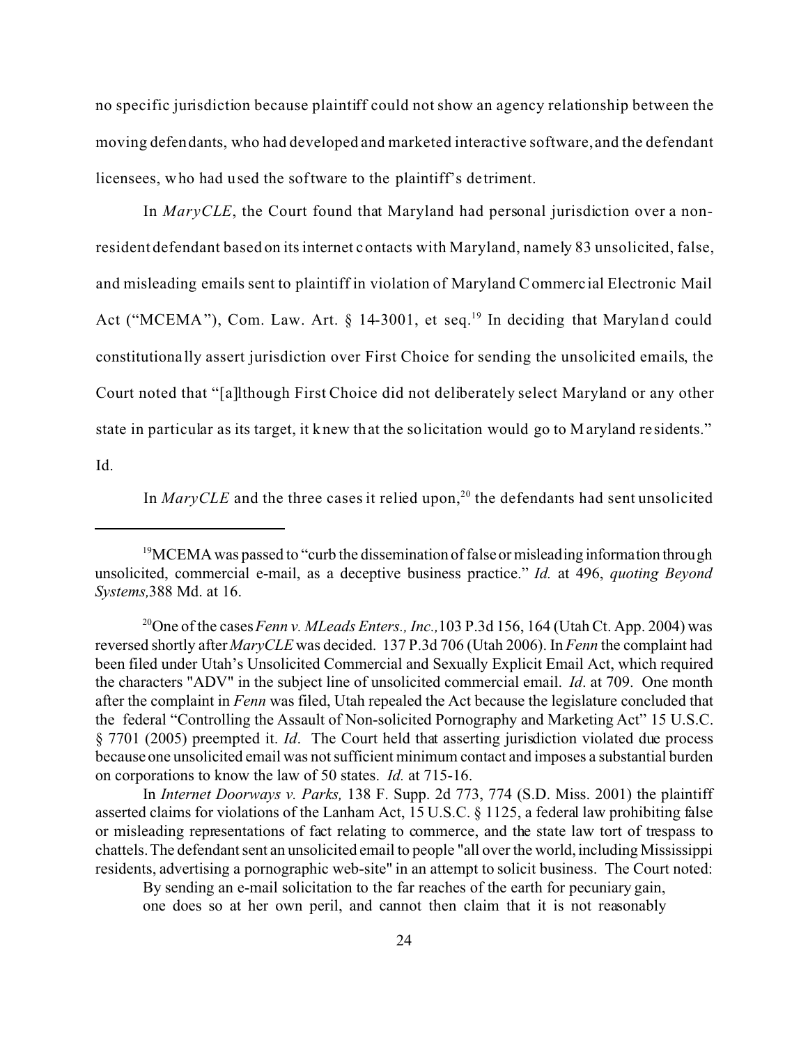no specific jurisdiction because plaintiff could not show an agency relationship between the moving defendants, who had developed and marketed interactive software, and the defendant licensees, who had used the software to the plaintiff's detriment.

In *MaryCLE*, the Court found that Maryland had personal jurisdiction over a non-resident defendant based on its internet contacts with Maryland, namely 83 unsolicited, false, and misleading emails sent to plaintiff in violation of Maryland Commercial Electronic Mail Act ("MCEMA"), Com. Law. Art. § 14-3001, et seq.[19] In deciding that Maryland could constitutionally assert jurisdiction over First Choice for sending the unsolicited emails, the Court noted that "[a]lthough First Choice did not deliberately select Maryland or any other state in particular as its target, it knew that the solicitation would go to Maryland residents." Id.

In *MaryCLE* and the three cases it relied upon,[20] the defendants had sent unsolicited

---

[19]MCEMA was passed to "curb the dissemination of false or misleading information through unsolicited, commercial e-mail, as a deceptive business practice." *Id.* at 496, *quoting Beyond Systems,* 388 Md. at 16.

[20]One of the cases *Fenn v. MLeads Enters., Inc.,* 103 P.3d 156, 164 (Utah Ct. App. 2004) was reversed shortly after *MaryCLE* was decided. 137 P.3d 706 (Utah 2006). In *Fenn* the complaint had been filed under Utah's Unsolicited Commercial and Sexually Explicit Email Act, which required the characters "ADV" in the subject line of unsolicited commercial email. *Id*. at 709. One month after the complaint in *Fenn* was filed, Utah repealed the Act because the legislature concluded that the federal "Controlling the Assault of Non-solicited Pornography and Marketing Act" 15 U.S.C. § 7701 (2005) preempted it. *Id*. The Court held that asserting jurisdiction violated due process because one unsolicited email was not sufficient minimum contact and imposes a substantial burden on corporations to know the law of 50 states. *Id.* at 715-16.

In *Internet Doorways v. Parks,* 138 F. Supp. 2d 773, 774 (S.D. Miss. 2001) the plaintiff asserted claims for violations of the Lanham Act, 15 U.S.C. § 1125, a federal law prohibiting false or misleading representations of fact relating to commerce, and the state law tort of trespass to chattels. The defendant sent an unsolicited email to people "all over the world, including Mississippi residents, advertising a pornographic web-site" in an attempt to solicit business. The Court noted:

> By sending an e-mail solicitation to the far reaches of the earth for pecuniary gain, one does so at her own peril, and cannot then claim that it is not reasonably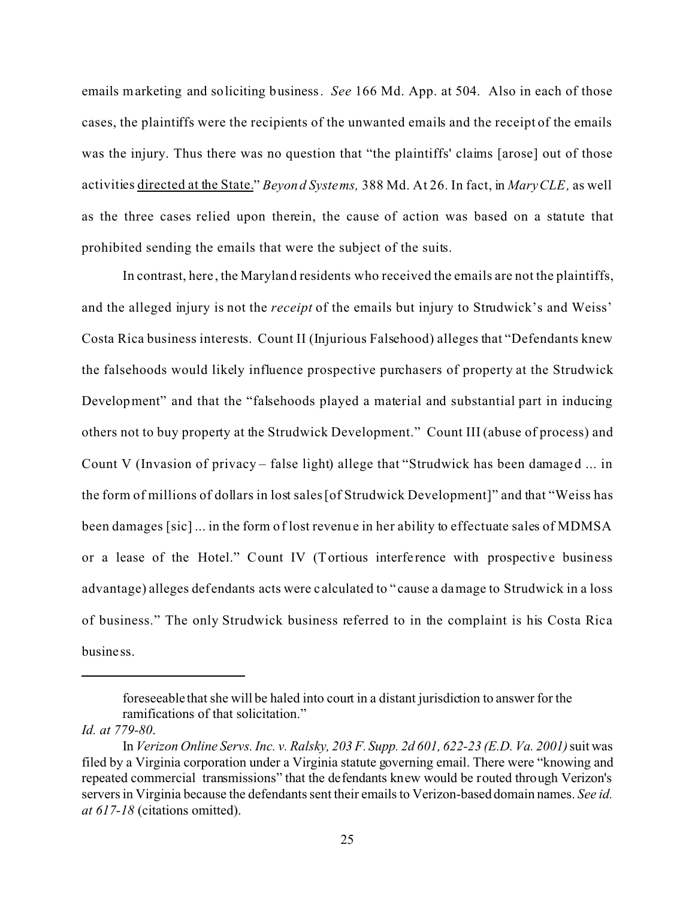emails marketing and soliciting business. *See* 166 Md. App. at 504. Also in each of those cases, the plaintiffs were the recipients of the unwanted emails and the receipt of the emails was the injury. Thus there was no question that "the plaintiffs' claims [arose] out of those activities <u>directed at the State.</u>" *Beyond Systems,* 388 Md. At 26. In fact, in *MaryCLE,* as well as the three cases relied upon therein, the cause of action was based on a statute that prohibited sending the emails that were the subject of the suits.

In contrast, here, the Maryland residents who received the emails are not the plaintiffs, and the alleged injury is not the *receipt* of the emails but injury to Strudwick's and Weiss' Costa Rica business interests. Count II (Injurious Falsehood) alleges that "Defendants knew the falsehoods would likely influence prospective purchasers of property at the Strudwick Development" and that the "falsehoods played a material and substantial part in inducing others not to buy property at the Strudwick Development." Count III (abuse of process) and Count V (Invasion of privacy – false light) allege that "Strudwick has been damaged ... in the form of millions of dollars in lost sales [of Strudwick Development]" and that "Weiss has been damages [sic] ... in the form of lost revenue in her ability to effectuate sales of MDMSA or a lease of the Hotel." Count IV (Tortious interference with prospective business advantage) alleges defendants acts were calculated to "cause a damage to Strudwick in a loss of business." The only Strudwick business referred to in the complaint is his Costa Rica business.

---

> foreseeable that she will be haled into court in a distant jurisdiction to answer for the ramifications of that solicitation."

*Id. at 779-80*.

In *Verizon Online Servs. Inc. v. Ralsky, 203 F. Supp. 2d 601, 622-23 (E.D. Va. 2001)* suit was filed by a Virginia corporation under a Virginia statute governing email. There were "knowing and repeated commercial transmissions" that the defendants knew would be routed through Verizon's servers in Virginia because the defendants sent their emails to Verizon-based domain names. *See id. at 617-18* (citations omitted).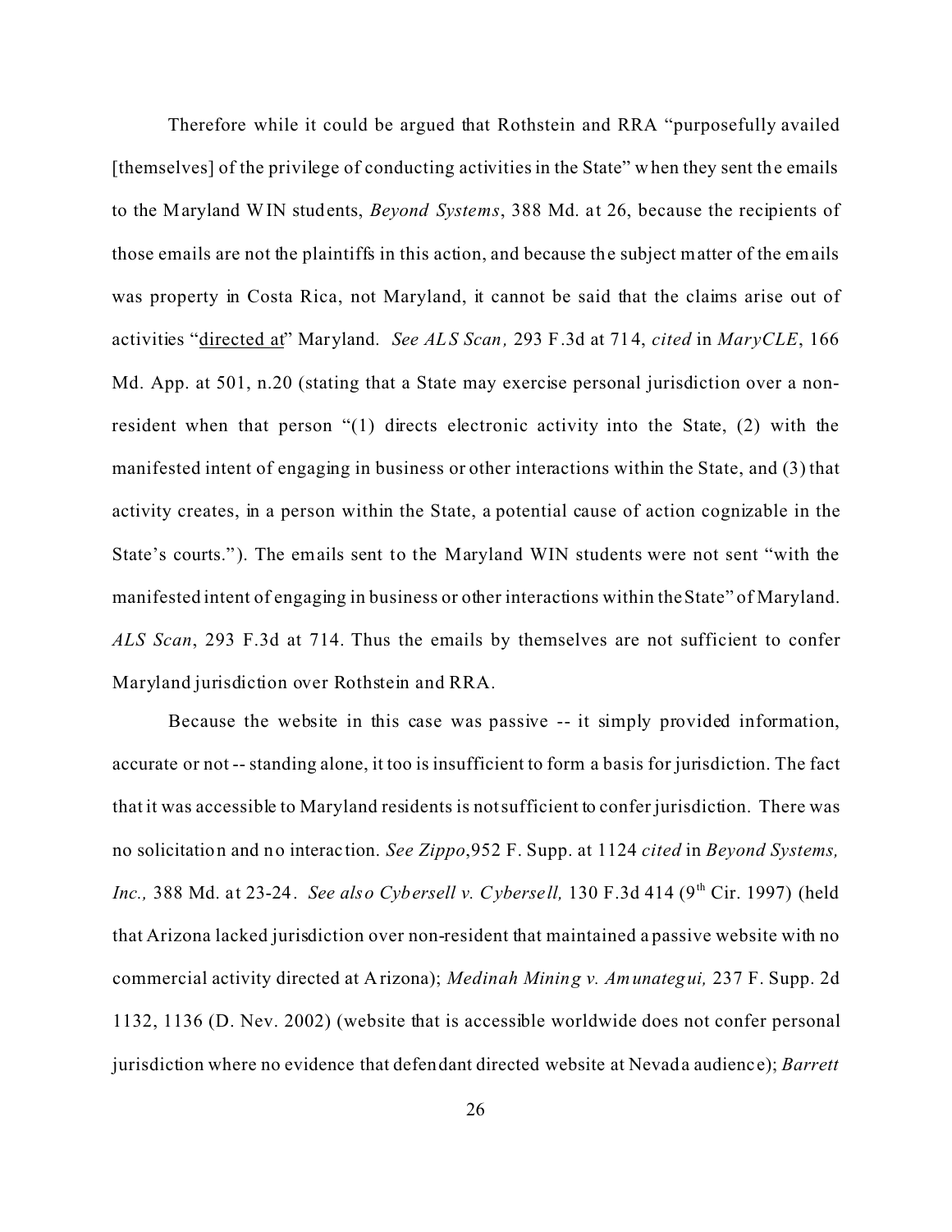Therefore while it could be argued that Rothstein and RRA "purposefully availed [themselves] of the privilege of conducting activities in the State" when they sent the emails to the Maryland WIN students, *Beyond Systems*, 388 Md. at 26, because the recipients of those emails are not the plaintiffs in this action, and because the subject matter of the emails was property in Costa Rica, not Maryland, it cannot be said that the claims arise out of activities "<u>directed at</u>" Maryland. *See ALS Scan,* 293 F.3d at 714, *cited* in *MaryCLE*, 166 Md. App. at 501, n.20 (stating that a State may exercise personal jurisdiction over a non-resident when that person "(1) directs electronic activity into the State, (2) with the manifested intent of engaging in business or other interactions within the State, and (3) that activity creates, in a person within the State, a potential cause of action cognizable in the State's courts."). The emails sent to the Maryland WIN students were not sent "with the manifested intent of engaging in business or other interactions within the State" of Maryland. *ALS Scan*, 293 F.3d at 714. Thus the emails by themselves are not sufficient to confer Maryland jurisdiction over Rothstein and RRA.

Because the website in this case was passive -- it simply provided information, accurate or not -- standing alone, it too is insufficient to form a basis for jurisdiction. The fact that it was accessible to Maryland residents is not sufficient to confer jurisdiction. There was no solicitation and no interaction. *See Zippo*,952 F. Supp. at 1124 *cited* in *Beyond Systems, Inc.,* 388 Md. at 23-24. *See also Cybersell v. Cybersell,* 130 F.3d 414 (9th Cir. 1997) (held that Arizona lacked jurisdiction over non-resident that maintained a passive website with no commercial activity directed at Arizona); *Medinah Mining v. Amunategui,* 237 F. Supp. 2d 1132, 1136 (D. Nev. 2002) (website that is accessible worldwide does not confer personal jurisdiction where no evidence that defendant directed website at Nevada audience); *Barrett*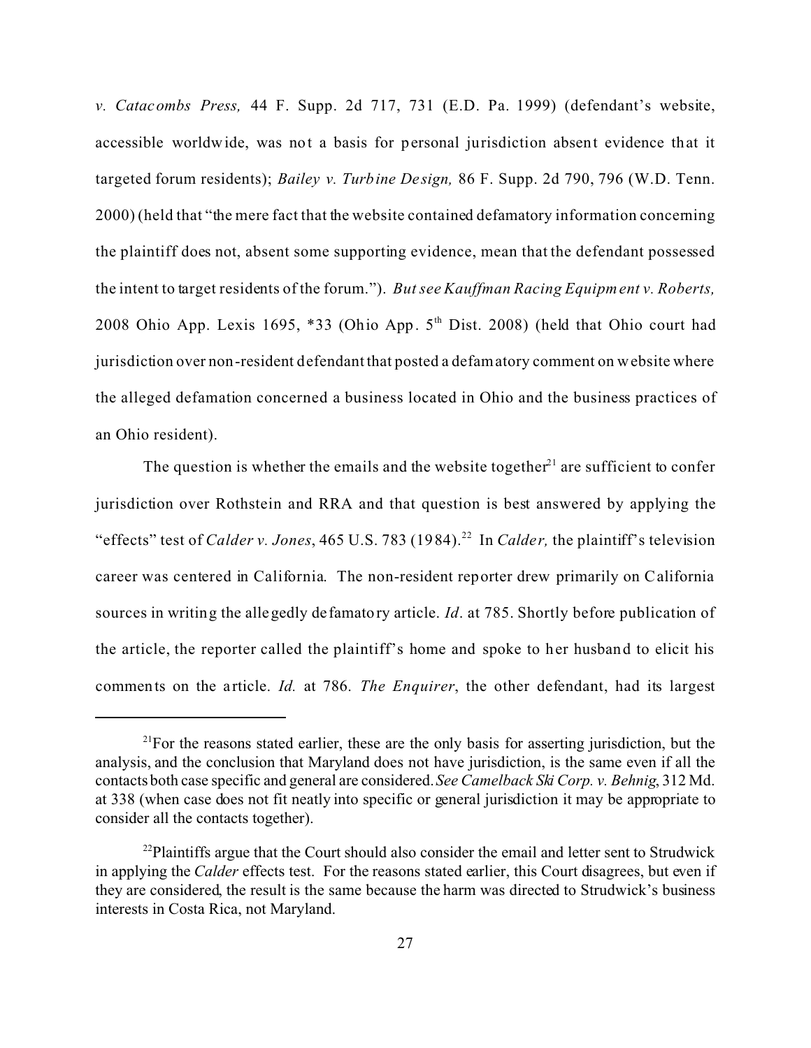*v. Catacombs Press,* 44 F. Supp. 2d 717, 731 (E.D. Pa. 1999) (defendant's website, accessible worldwide, was not a basis for personal jurisdiction absent evidence that it targeted forum residents); *Bailey v. Turbine Design,* 86 F. Supp. 2d 790, 796 (W.D. Tenn. 2000) (held that "the mere fact that the website contained defamatory information concerning the plaintiff does not, absent some supporting evidence, mean that the defendant possessed the intent to target residents of the forum."). *But see Kauffman Racing Equipment v. Roberts,* 2008 Ohio App. Lexis 1695, *33 (Ohio App. 5th Dist. 2008) (held that Ohio court had jurisdiction over non-resident defendant that posted a defamatory comment on website where the alleged defamation concerned a business located in Ohio and the business practices of an Ohio resident).

The question is whether the emails and the website together[21] are sufficient to confer jurisdiction over Rothstein and RRA and that question is best answered by applying the "effects" test of *Calder v. Jones*, 465 U.S. 783 (1984).[22] In *Calder,* the plaintiff's television career was centered in California. The non-resident reporter drew primarily on California sources in writing the allegedly defamatory article. *Id*. at 785. Shortly before publication of the article, the reporter called the plaintiff's home and spoke to her husband to elicit his comments on the article. *Id.* at 786. *The Enquirer*, the other defendant, had its largest

---

[21] For the reasons stated earlier, these are the only basis for asserting jurisdiction, but the analysis, and the conclusion that Maryland does not have jurisdiction, is the same even if all the contacts both case specific and general are considered. *See Camelback Ski Corp. v. Behnig*, 312 Md. at 338 (when case does not fit neatly into specific or general jurisdiction it may be appropriate to consider all the contacts together).

[22] Plaintiffs argue that the Court should also consider the email and letter sent to Strudwick in applying the *Calder* effects test. For the reasons stated earlier, this Court disagrees, but even if they are considered, the result is the same because the harm was directed to Strudwick's business interests in Costa Rica, not Maryland.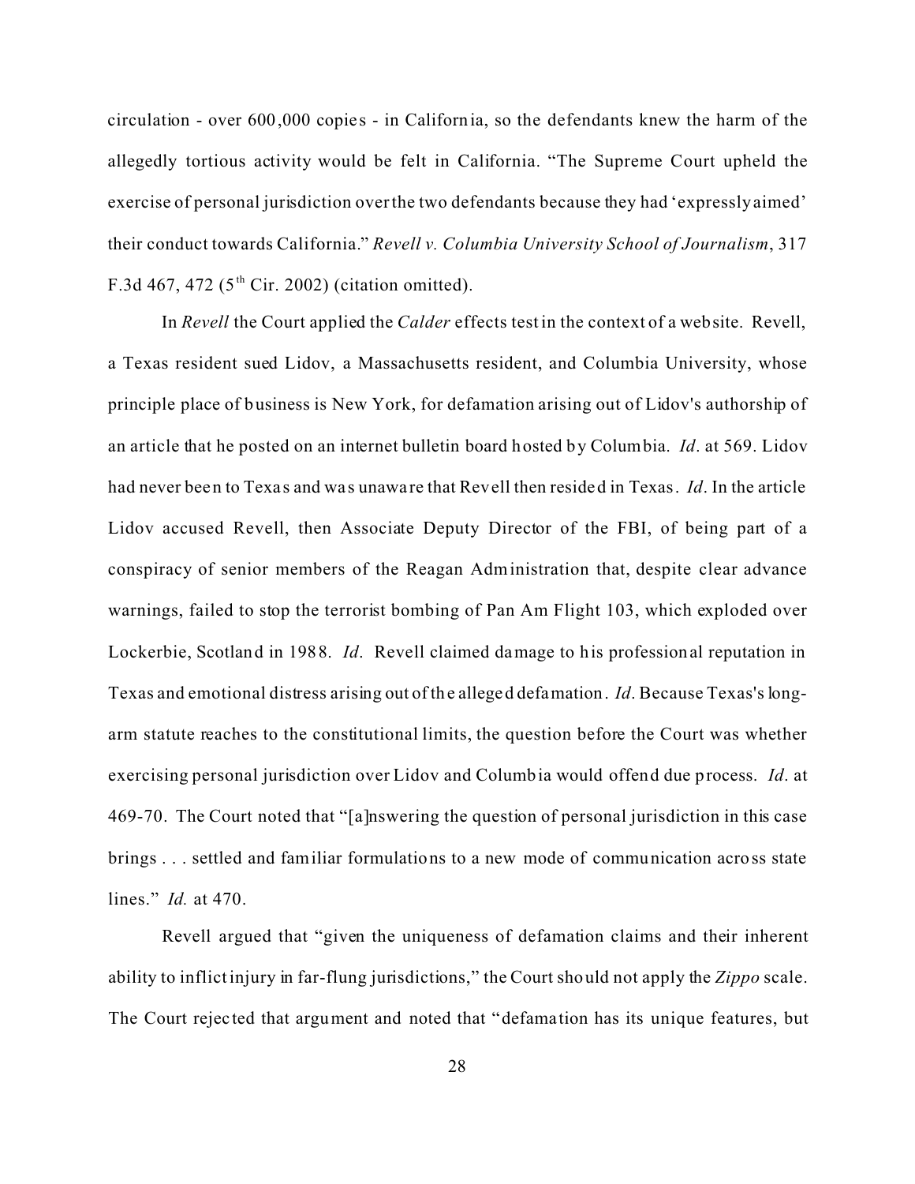circulation - over 600,000 copies - in California, so the defendants knew the harm of the allegedly tortious activity would be felt in California. "The Supreme Court upheld the exercise of personal jurisdiction over the two defendants because they had 'expressly aimed' their conduct towards California." *Revell v. Columbia University School of Journalism*, 317 F.3d 467, 472 (5[th] Cir. 2002) (citation omitted).

In *Revell* the Court applied the *Calder* effects test in the context of a website. Revell, a Texas resident sued Lidov, a Massachusetts resident, and Columbia University, whose principle place of business is New York, for defamation arising out of Lidov's authorship of an article that he posted on an internet bulletin board hosted by Columbia. *Id*. at 569. Lidov had never been to Texas and was unaware that Revell then resided in Texas. *Id*. In the article Lidov accused Revell, then Associate Deputy Director of the FBI, of being part of a conspiracy of senior members of the Reagan Administration that, despite clear advance warnings, failed to stop the terrorist bombing of Pan Am Flight 103, which exploded over Lockerbie, Scotland in 1988. *Id*. Revell claimed damage to his professional reputation in Texas and emotional distress arising out of the alleged defamation. *Id*. Because Texas's long-arm statute reaches to the constitutional limits, the question before the Court was whether exercising personal jurisdiction over Lidov and Columbia would offend due process. *Id*. at 469-70. The Court noted that "[a]nswering the question of personal jurisdiction in this case brings . . . settled and familiar formulations to a new mode of communication across state lines." *Id.* at 470.

Revell argued that "given the uniqueness of defamation claims and their inherent ability to inflict injury in far-flung jurisdictions," the Court should not apply the *Zippo* scale. The Court rejected that argument and noted that "defamation has its unique features, but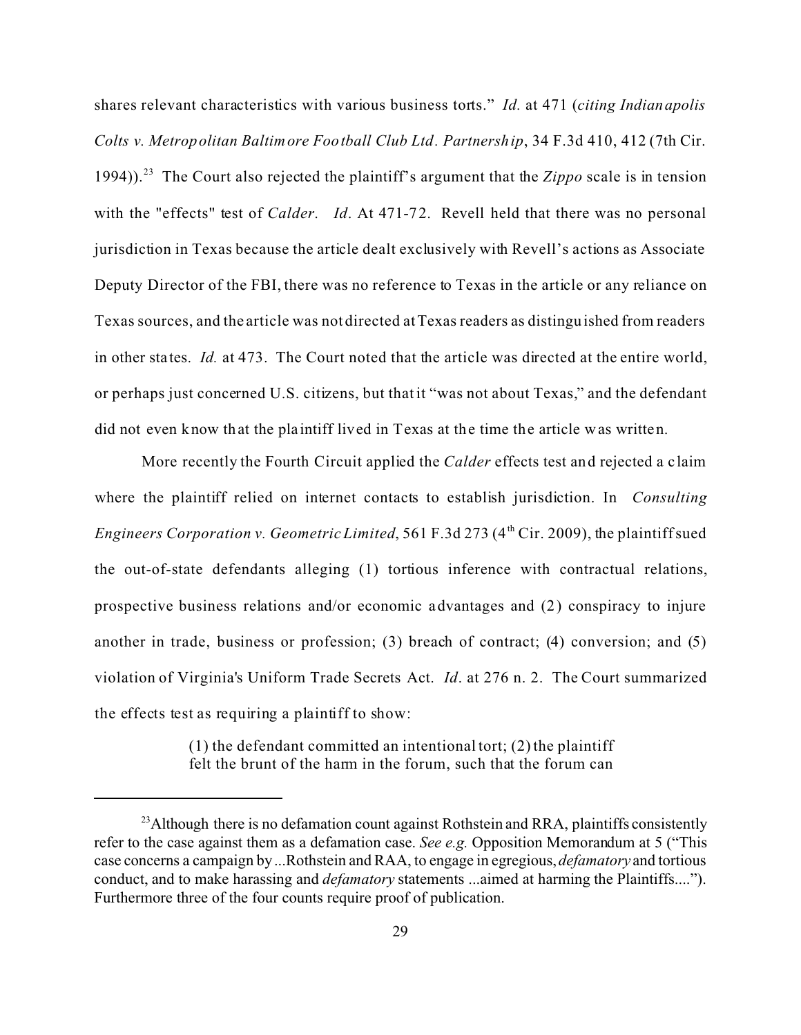shares relevant characteristics with various business torts." *Id.* at 471 (*citing Indianapolis Colts v. Metropolitan Baltimore Football Club Ltd. Partnership*, 34 F.3d 410, 412 (7th Cir. 1994)).[23] The Court also rejected the plaintiff's argument that the *Zippo* scale is in tension with the "effects" test of *Calder*. *Id*. At 471-72. Revell held that there was no personal jurisdiction in Texas because the article dealt exclusively with Revell's actions as Associate Deputy Director of the FBI, there was no reference to Texas in the article or any reliance on Texas sources, and the article was not directed at Texas readers as distinguished from readers in other states. *Id.* at 473. The Court noted that the article was directed at the entire world, or perhaps just concerned U.S. citizens, but that it "was not about Texas," and the defendant did not even know that the plaintiff lived in Texas at the time the article was written.

More recently the Fourth Circuit applied the *Calder* effects test and rejected a claim where the plaintiff relied on internet contacts to establish jurisdiction. In *Consulting Engineers Corporation v. Geometric Limited*, 561 F.3d 273 (4th Cir. 2009), the plaintiff sued the out-of-state defendants alleging (1) tortious inference with contractual relations, prospective business relations and/or economic advantages and (2) conspiracy to injure another in trade, business or profession; (3) breach of contract; (4) conversion; and (5) violation of Virginia's Uniform Trade Secrets Act. *Id*. at 276 n. 2. The Court summarized the effects test as requiring a plaintiff to show:

> (1) the defendant committed an intentional tort; (2) the plaintiff felt the brunt of the harm in the forum, such that the forum can

---

[23] Although there is no defamation count against Rothstein and RRA, plaintiffs consistently refer to the case against them as a defamation case. *See e.g.* Opposition Memorandum at 5 ("This case concerns a campaign by ...Rothstein and RAA, to engage in egregious, *defamatory* and tortious conduct, and to make harassing and *defamatory* statements ...aimed at harming the Plaintiffs...."). Furthermore three of the four counts require proof of publication.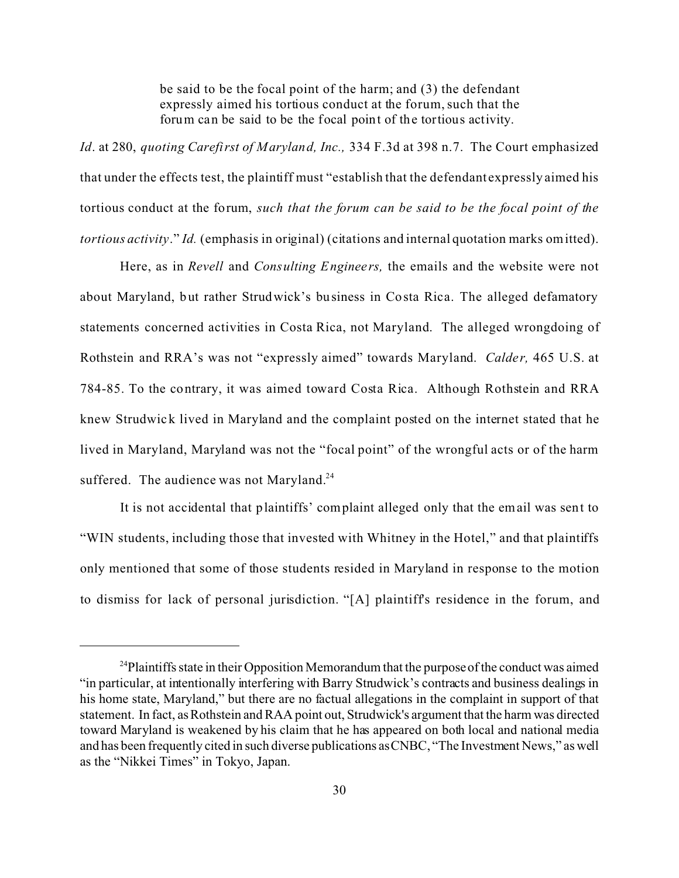> be said to be the focal point of the harm; and (3) the defendant expressly aimed his tortious conduct at the forum, such that the forum can be said to be the focal point of the tortious activity.

*Id*. at 280, *quoting Carefirst of Maryland, Inc.,* 334 F.3d at 398 n.7. The Court emphasized that under the effects test, the plaintiff must "establish that the defendant expressly aimed his tortious conduct at the forum, *such that the forum can be said to be the focal point of the tortious activity*." *Id.* (emphasis in original) (citations and internal quotation marks omitted).

Here, as in *Revell* and *Consulting Engineers,* the emails and the website were not about Maryland, but rather Strudwick's business in Costa Rica. The alleged defamatory statements concerned activities in Costa Rica, not Maryland. The alleged wrongdoing of Rothstein and RRA's was not "expressly aimed" towards Maryland. *Calder,* 465 U.S. at 784-85. To the contrary, it was aimed toward Costa Rica. Although Rothstein and RRA knew Strudwick lived in Maryland and the complaint posted on the internet stated that he lived in Maryland, Maryland was not the "focal point" of the wrongful acts or of the harm suffered. The audience was not Maryland.[24]

It is not accidental that plaintiffs' complaint alleged only that the email was sent to "WIN students, including those that invested with Whitney in the Hotel," and that plaintiffs only mentioned that some of those students resided in Maryland in response to the motion to dismiss for lack of personal jurisdiction. "[A] plaintiff's residence in the forum, and

---

[24] Plaintiffs state in their Opposition Memorandum that the purpose of the conduct was aimed "in particular, at intentionally interfering with Barry Strudwick's contracts and business dealings in his home state, Maryland," but there are no factual allegations in the complaint in support of that statement. In fact, as Rothstein and RAA point out, Strudwick's argument that the harm was directed toward Maryland is weakened by his claim that he has appeared on both local and national media and has been frequently cited in such diverse publications as CNBC, "The Investment News," as well as the "Nikkei Times" in Tokyo, Japan.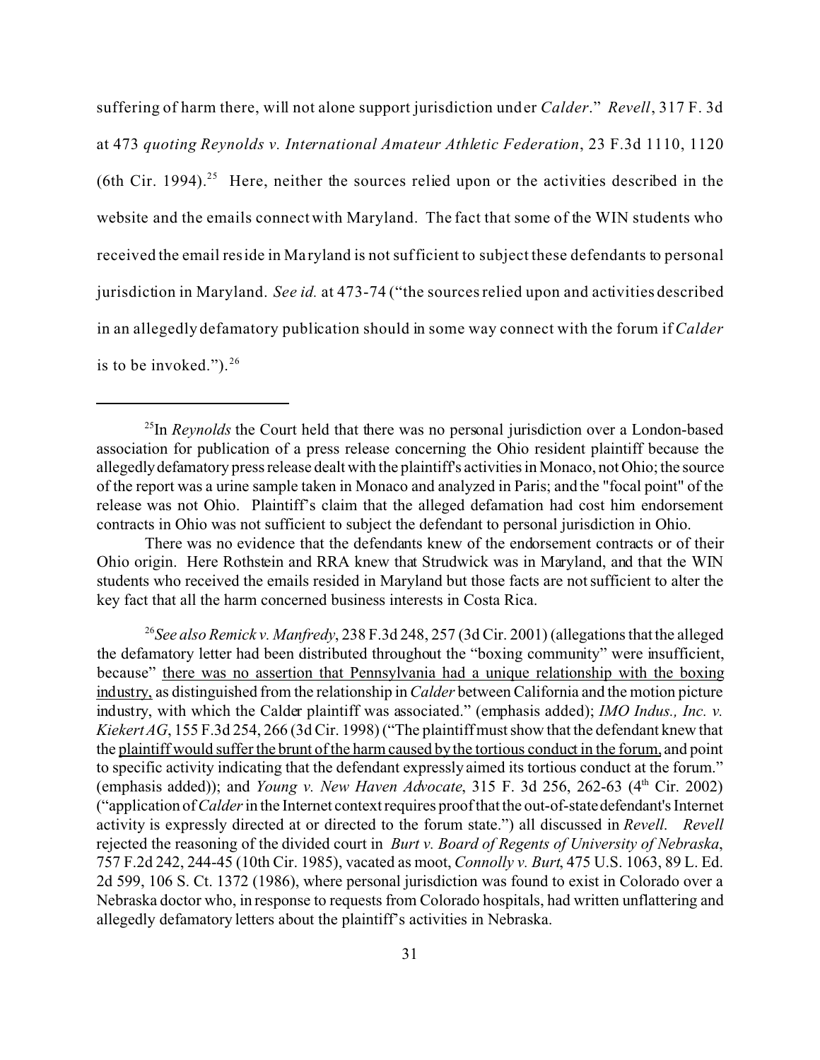suffering of harm there, will not alone support jurisdiction under *Calder*." *Revell*, 317 F. 3d at 473 *quoting Reynolds v. International Amateur Athletic Federation*, 23 F.3d 1110, 1120 (6th Cir. 1994).[25] Here, neither the sources relied upon or the activities described in the website and the emails connect with Maryland. The fact that some of the WIN students who received the email reside in Maryland is not sufficient to subject these defendants to personal jurisdiction in Maryland. *See id.* at 473-74 ("the sources relied upon and activities described in an allegedly defamatory publication should in some way connect with the forum if *Calder* is to be invoked.").[26]

---

[25]In *Reynolds* the Court held that there was no personal jurisdiction over a London-based association for publication of a press release concerning the Ohio resident plaintiff because the allegedly defamatory press release dealt with the plaintiff's activities in Monaco, not Ohio; the source of the report was a urine sample taken in Monaco and analyzed in Paris; and the "focal point" of the release was not Ohio. Plaintiff's claim that the alleged defamation had cost him endorsement contracts in Ohio was not sufficient to subject the defendant to personal jurisdiction in Ohio.

There was no evidence that the defendants knew of the endorsement contracts or of their Ohio origin. Here Rothstein and RRA knew that Strudwick was in Maryland, and that the WIN students who received the emails resided in Maryland but those facts are not sufficient to alter the key fact that all the harm concerned business interests in Costa Rica.

[26]*See also Remick v. Manfredy*, 238 F.3d 248, 257 (3d Cir. 2001) (allegations that the alleged the defamatory letter had been distributed throughout the "boxing community" were insufficient, because" there was no assertion that Pennsylvania had a unique relationship with the boxing industry, as distinguished from the relationship in *Calder* between California and the motion picture industry, with which the Calder plaintiff was associated." (emphasis added); *IMO Indus., Inc. v. Kiekert AG*, 155 F.3d 254, 266 (3d Cir. 1998) ("The plaintiff must show that the defendant knew that the plaintiff would suffer the brunt of the harm caused by the tortious conduct in the forum, and point to specific activity indicating that the defendant expressly aimed its tortious conduct at the forum." (emphasis added)); and *Young v. New Haven Advocate*, 315 F. 3d 256, 262-63 (4th Cir. 2002) ("application of *Calder* in the Internet context requires proof that the out-of-state defendant's Internet activity is expressly directed at or directed to the forum state.") all discussed in *Revell*. *Revell* rejected the reasoning of the divided court in *Burt v. Board of Regents of University of Nebraska*, 757 F.2d 242, 244-45 (10th Cir. 1985), vacated as moot, *Connolly v. Burt*, 475 U.S. 1063, 89 L. Ed. 2d 599, 106 S. Ct. 1372 (1986), where personal jurisdiction was found to exist in Colorado over a Nebraska doctor who, in response to requests from Colorado hospitals, had written unflattering and allegedly defamatory letters about the plaintiff's activities in Nebraska.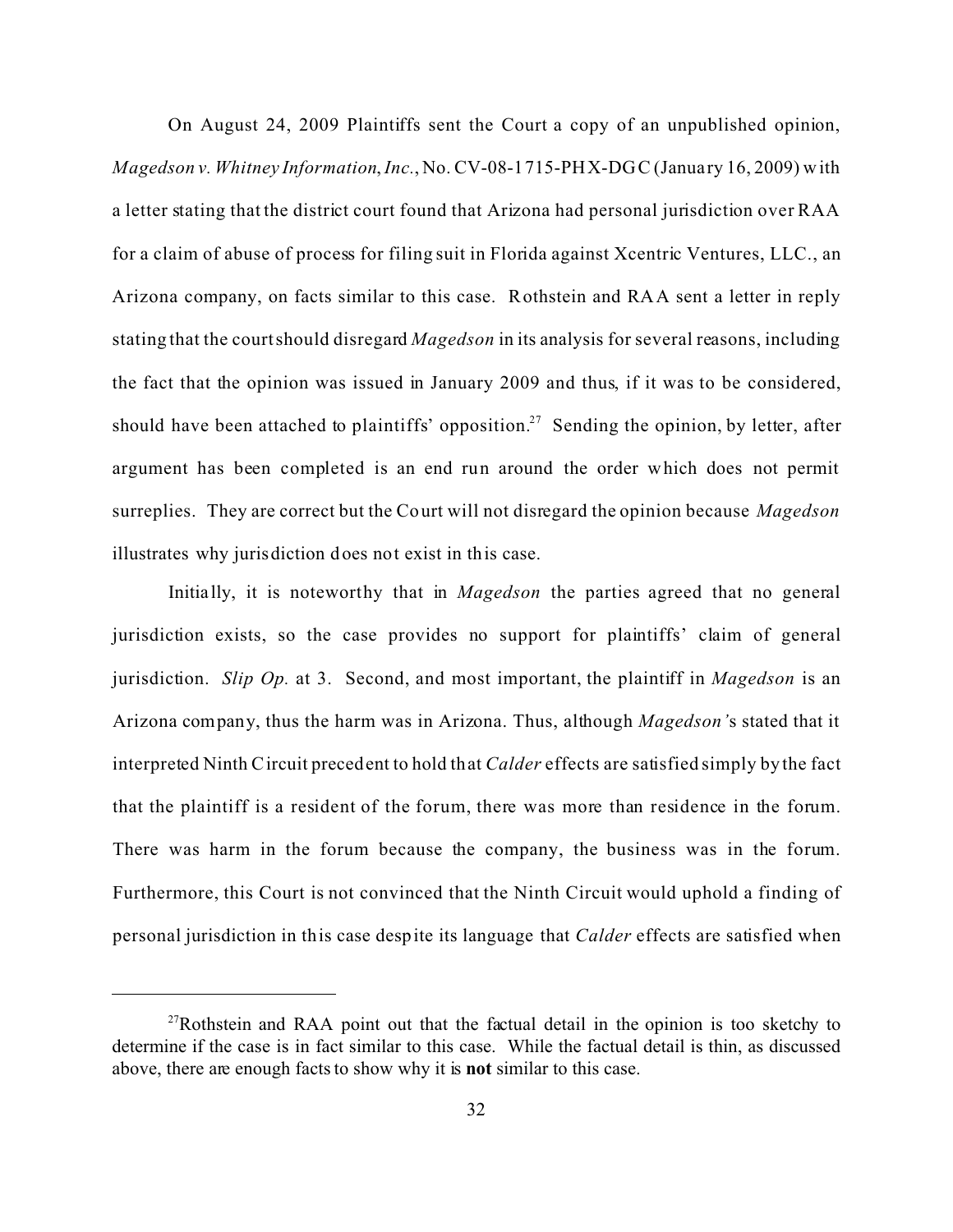On August 24, 2009 Plaintiffs sent the Court a copy of an unpublished opinion, *Magedson v. Whitney Information, Inc.*, No. CV-08-1715-PHX-DGC (January 16, 2009) with a letter stating that the district court found that Arizona had personal jurisdiction over RAA for a claim of abuse of process for filing suit in Florida against Xcentric Ventures, LLC., an Arizona company, on facts similar to this case. Rothstein and RAA sent a letter in reply stating that the court should disregard *Magedson* in its analysis for several reasons, including the fact that the opinion was issued in January 2009 and thus, if it was to be considered, should have been attached to plaintiffs' opposition.[27] Sending the opinion, by letter, after argument has been completed is an end run around the order which does not permit surreplies. They are correct but the Court will not disregard the opinion because *Magedson* illustrates why jurisdiction does not exist in this case.

Initially, it is noteworthy that in *Magedson* the parties agreed that no general jurisdiction exists, so the case provides no support for plaintiffs' claim of general jurisdiction. *Slip Op.* at 3. Second, and most important, the plaintiff in *Magedson* is an Arizona company, thus the harm was in Arizona. Thus, although *Magedson's* stated that it interpreted Ninth Circuit precedent to hold that *Calder* effects are satisfied simply by the fact that the plaintiff is a resident of the forum, there was more than residence in the forum. There was harm in the forum because the company, the business was in the forum. Furthermore, this Court is not convinced that the Ninth Circuit would uphold a finding of personal jurisdiction in this case despite its language that *Calder* effects are satisfied when

[27] Rothstein and RAA point out that the factual detail in the opinion is too sketchy to determine if the case is in fact similar to this case. While the factual detail is thin, as discussed above, there are enough facts to show why it is **not** similar to this case.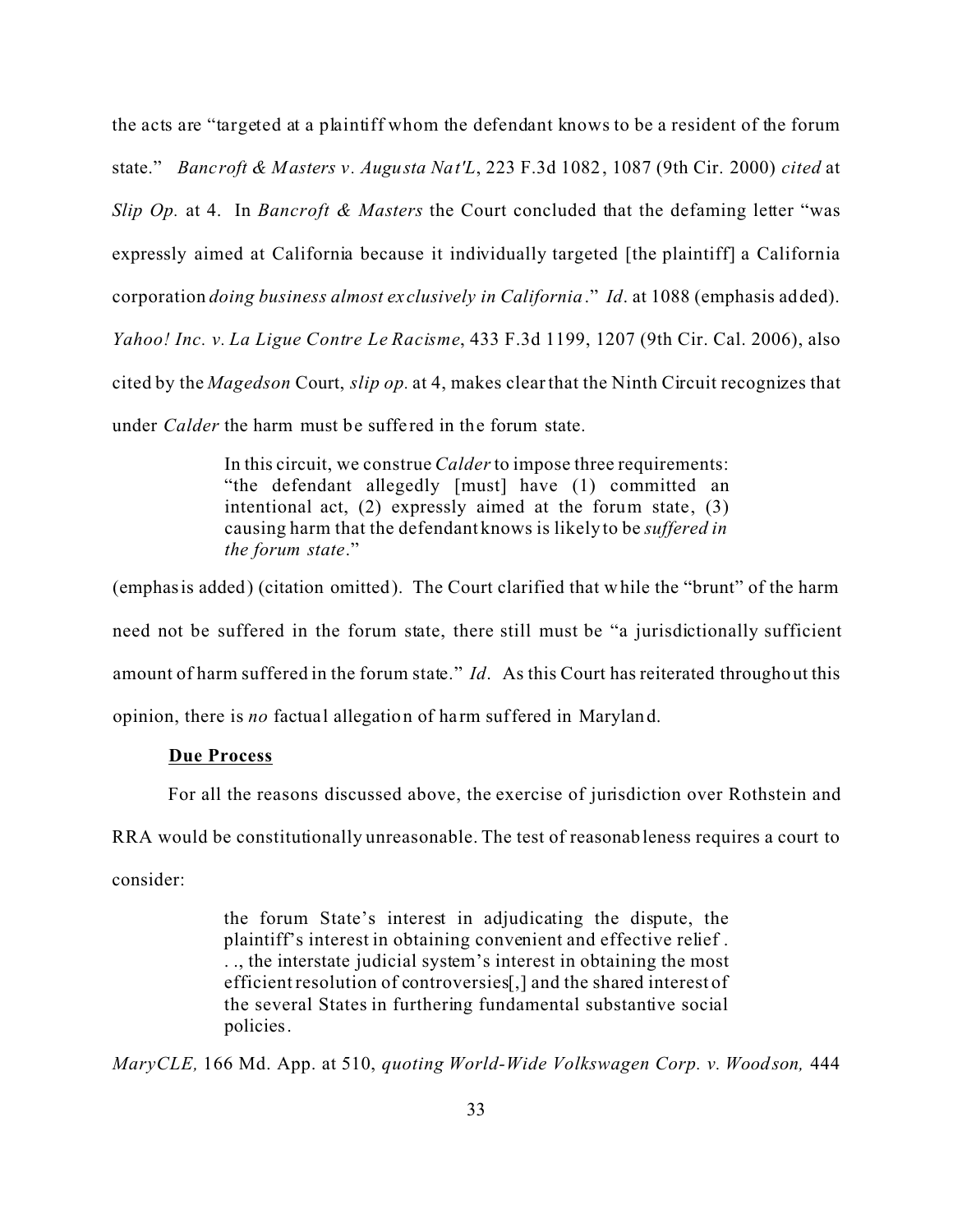the acts are "targeted at a plaintiff whom the defendant knows to be a resident of the forum state." *Bancroft & Masters v. Augusta Nat'L*, 223 F.3d 1082, 1087 (9th Cir. 2000) *cited* at *Slip Op.* at 4. In *Bancroft & Masters* the Court concluded that the defaming letter "was expressly aimed at California because it individually targeted [the plaintiff] a California corporation *doing business almost exclusively in California*." *Id*. at 1088 (emphasis added). *Yahoo! Inc. v. La Ligue Contre Le Racisme*, 433 F.3d 1199, 1207 (9th Cir. Cal. 2006), also cited by the *Magedson* Court, *slip op.* at 4, makes clear that the Ninth Circuit recognizes that under *Calder* the harm must be suffered in the forum state.

> In this circuit, we construe *Calder* to impose three requirements: "the defendant allegedly [must] have (1) committed an intentional act, (2) expressly aimed at the forum state, (3) causing harm that the defendant knows is likely to be *suffered in the forum state*."

(emphasis added) (citation omitted). The Court clarified that while the "brunt" of the harm need not be suffered in the forum state, there still must be "a jurisdictionally sufficient amount of harm suffered in the forum state." *Id*. As this Court has reiterated throughout this opinion, there is *no* factual allegation of harm suffered in Maryland.

**Due Process**

For all the reasons discussed above, the exercise of jurisdiction over Rothstein and RRA would be constitutionally unreasonable. The test of reasonableness requires a court to consider:

> the forum State's interest in adjudicating the dispute, the plaintiff's interest in obtaining convenient and effective relief . . ., the interstate judicial system's interest in obtaining the most efficient resolution of controversies[,] and the shared interest of the several States in furthering fundamental substantive social policies.

*MaryCLE,* 166 Md. App. at 510, *quoting World-Wide Volkswagen Corp. v. Woodson,* 444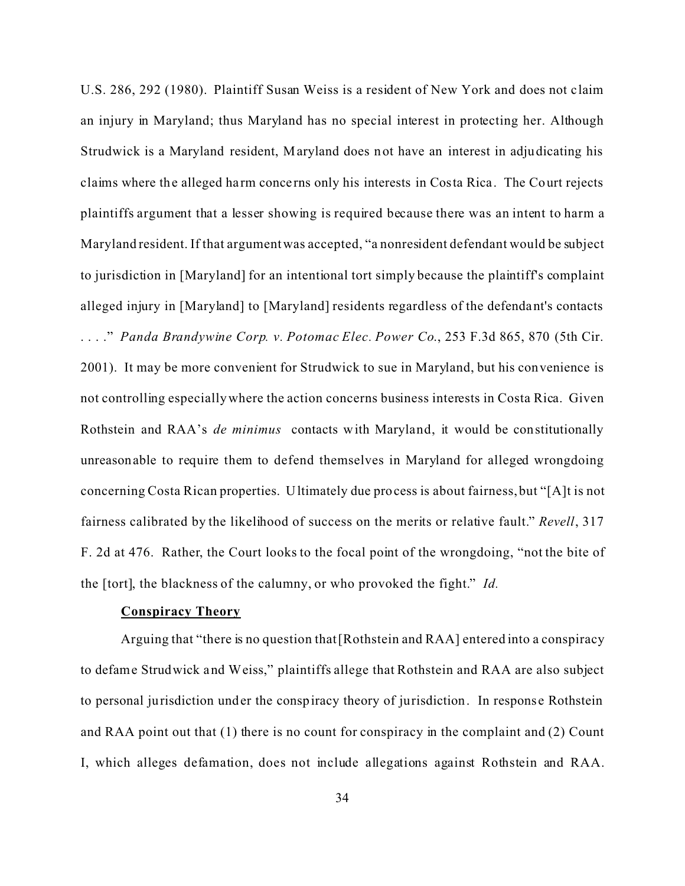U.S. 286, 292 (1980). Plaintiff Susan Weiss is a resident of New York and does not claim an injury in Maryland; thus Maryland has no special interest in protecting her. Although Strudwick is a Maryland resident, Maryland does not have an interest in adjudicating his claims where the alleged harm concerns only his interests in Costa Rica. The Court rejects plaintiffs argument that a lesser showing is required because there was an intent to harm a Maryland resident. If that argument was accepted, "a nonresident defendant would be subject to jurisdiction in [Maryland] for an intentional tort simply because the plaintiff's complaint alleged injury in [Maryland] to [Maryland] residents regardless of the defendant's contacts . . . ." *Panda Brandywine Corp. v. Potomac Elec. Power Co.*, 253 F.3d 865, 870 (5th Cir. 2001). It may be more convenient for Strudwick to sue in Maryland, but his convenience is not controlling especially where the action concerns business interests in Costa Rica. Given Rothstein and RAA's *de minimus* contacts with Maryland, it would be constitutionally unreasonable to require them to defend themselves in Maryland for alleged wrongdoing concerning Costa Rican properties. Ultimately due process is about fairness, but "[A]t is not fairness calibrated by the likelihood of success on the merits or relative fault." *Revell*, 317 F. 2d at 476. Rather, the Court looks to the focal point of the wrongdoing, "not the bite of the [tort], the blackness of the calumny, or who provoked the fight." *Id.*

**Conspiracy Theory**

Arguing that "there is no question that [Rothstein and RAA] entered into a conspiracy to defame Strudwick and Weiss," plaintiffs allege that Rothstein and RAA are also subject to personal jurisdiction under the conspiracy theory of jurisdiction. In response Rothstein and RAA point out that (1) there is no count for conspiracy in the complaint and (2) Count I, which alleges defamation, does not include allegations against Rothstein and RAA.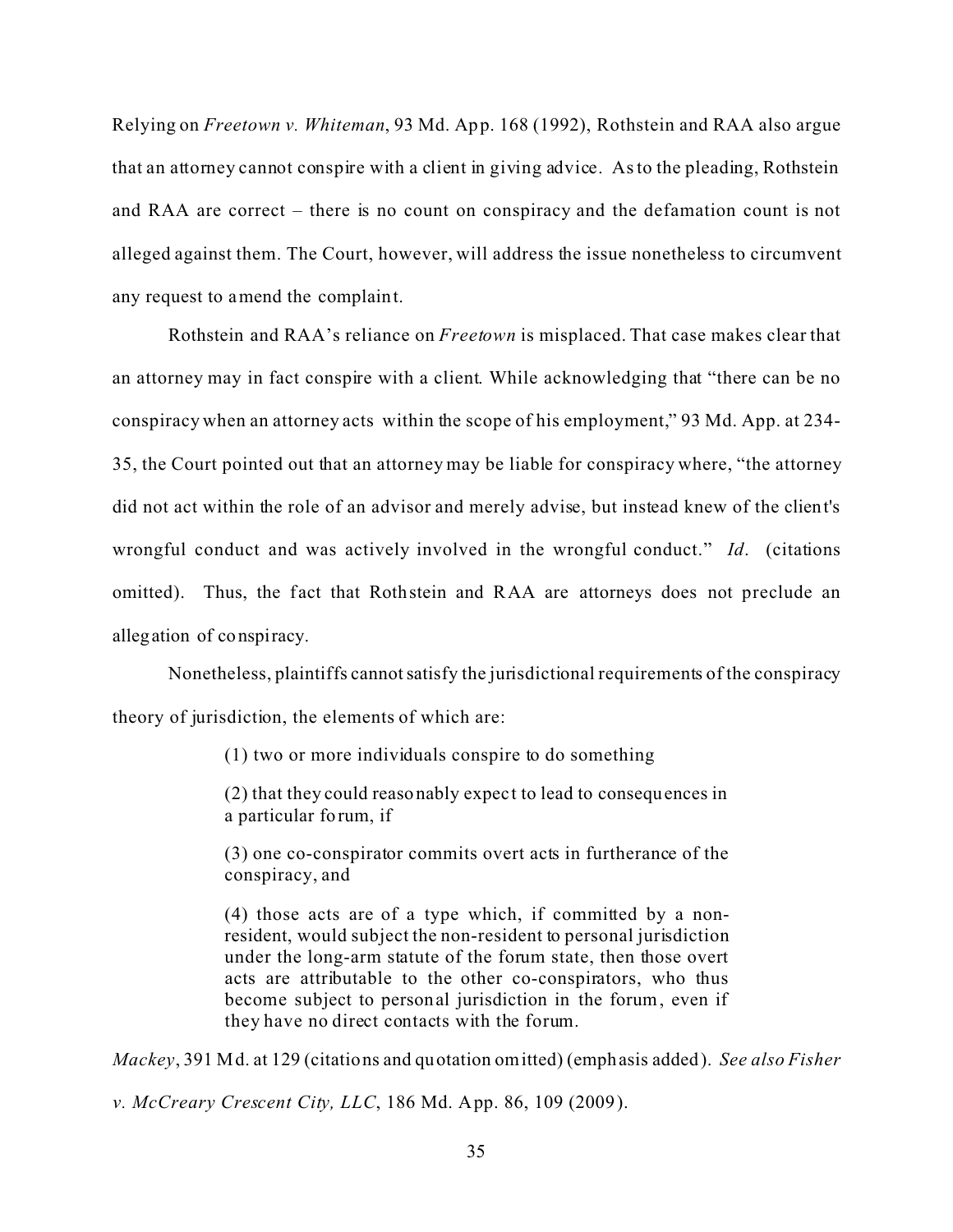Relying on *Freetown v. Whiteman*, 93 Md. App. 168 (1992), Rothstein and RAA also argue that an attorney cannot conspire with a client in giving advice. As to the pleading, Rothstein and RAA are correct – there is no count on conspiracy and the defamation count is not alleged against them. The Court, however, will address the issue nonetheless to circumvent any request to amend the complaint.

Rothstein and RAA's reliance on *Freetown* is misplaced. That case makes clear that an attorney may in fact conspire with a client. While acknowledging that "there can be no conspiracy when an attorney acts within the scope of his employment," 93 Md. App. at 234-35, the Court pointed out that an attorney may be liable for conspiracy where, "the attorney did not act within the role of an advisor and merely advise, but instead knew of the client's wrongful conduct and was actively involved in the wrongful conduct." *Id*. (citations omitted). Thus, the fact that Rothstein and RAA are attorneys does not preclude an allegation of conspiracy.

Nonetheless, plaintiffs cannot satisfy the jurisdictional requirements of the conspiracy theory of jurisdiction, the elements of which are:

> (1) two or more individuals conspire to do something
>
> (2) that they could reasonably expect to lead to consequences in a particular forum, if
>
> (3) one co-conspirator commits overt acts in furtherance of the conspiracy, and
>
> (4) those acts are of a type which, if committed by a non-resident, would subject the non-resident to personal jurisdiction under the long-arm statute of the forum state, then those overt acts are attributable to the other co-conspirators, who thus become subject to personal jurisdiction in the forum, even if they have no direct contacts with the forum.

*Mackey*, 391 Md. at 129 (citations and quotation omitted) (emphasis added). *See also Fisher v. McCreary Crescent City, LLC*, 186 Md. App. 86, 109 (2009).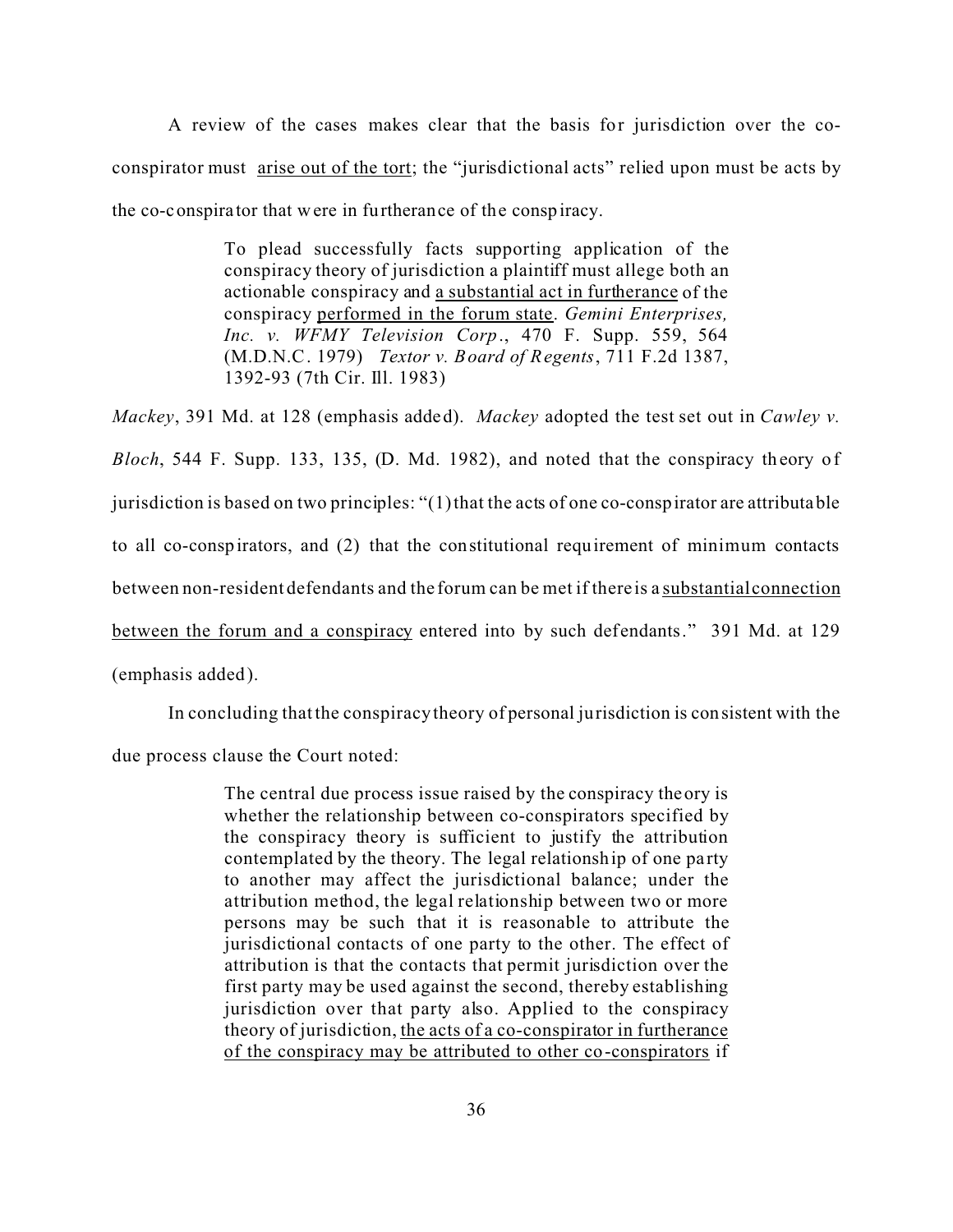A review of the cases makes clear that the basis for jurisdiction over the co-conspirator must <u>arise out of the tort</u>; the "jurisdictional acts" relied upon must be acts by the co-conspirator that were in furtherance of the conspiracy.

> To plead successfully facts supporting application of the conspiracy theory of jurisdiction a plaintiff must allege both an actionable conspiracy and <u>a substantial act in furtherance</u> of the conspiracy <u>performed in the forum state</u>. *Gemini Enterprises, Inc. v. WFMY Television Corp.*, 470 F. Supp. 559, 564 (M.D.N.C. 1979) *Textor v. Board of Regents*, 711 F.2d 1387, 1392-93 (7th Cir. Ill. 1983)

*Mackey*, 391 Md. at 128 (emphasis added). *Mackey* adopted the test set out in *Cawley v. Bloch*, 544 F. Supp. 133, 135, (D. Md. 1982), and noted that the conspiracy theory of jurisdiction is based on two principles: "(1) that the acts of one co-conspirator are attributable to all co-conspirators, and (2) that the constitutional requirement of minimum contacts between non-resident defendants and the forum can be met if there is a <u>substantial connection between the forum and a conspiracy</u> entered into by such defendants." 391 Md. at 129 (emphasis added).

In concluding that the conspiracy theory of personal jurisdiction is consistent with the due process clause the Court noted:

> The central due process issue raised by the conspiracy theory is whether the relationship between co-conspirators specified by the conspiracy theory is sufficient to justify the attribution contemplated by the theory. The legal relationship of one party to another may affect the jurisdictional balance; under the attribution method, the legal relationship between two or more persons may be such that it is reasonable to attribute the jurisdictional contacts of one party to the other. The effect of attribution is that the contacts that permit jurisdiction over the first party may be used against the second, thereby establishing jurisdiction over that party also. Applied to the conspiracy theory of jurisdiction, <u>the acts of a co-conspirator in furtherance of the conspiracy may be attributed to other co-conspirators</u> if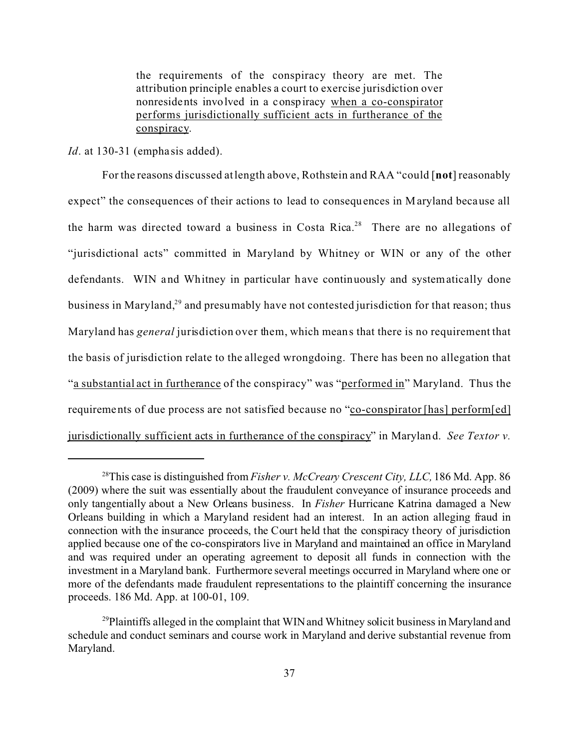> the requirements of the conspiracy theory are met. The attribution principle enables a court to exercise jurisdiction over nonresidents involved in a conspiracy <u>when a co-conspirator performs jurisdictionally sufficient acts in furtherance of the conspiracy</u>.

*Id*. at 130-31 (emphasis added).

For the reasons discussed at length above, Rothstein and RAA "could [**not**] reasonably expect" the consequences of their actions to lead to consequences in Maryland because all the harm was directed toward a business in Costa Rica.[28] There are no allegations of "jurisdictional acts" committed in Maryland by Whitney or WIN or any of the other defendants. WIN and Whitney in particular have continuously and systematically done business in Maryland,[29] and presumably have not contested jurisdiction for that reason; thus Maryland has *general* jurisdiction over them, which means that there is no requirement that the basis of jurisdiction relate to the alleged wrongdoing. There has been no allegation that "<u>a substantial act in furtherance</u> of the conspiracy" was "<u>performed in</u>" Maryland. Thus the requirements of due process are not satisfied because no "<u>co-conspirator [has] perform[ed] jurisdictionally sufficient acts in furtherance of the conspiracy</u>" in Maryland. *See Textor v.*

---

[28]This case is distinguished from *Fisher v. McCreary Crescent City, LLC,* 186 Md. App. 86 (2009) where the suit was essentially about the fraudulent conveyance of insurance proceeds and only tangentially about a New Orleans business. In *Fisher* Hurricane Katrina damaged a New Orleans building in which a Maryland resident had an interest. In an action alleging fraud in connection with the insurance proceeds, the Court held that the conspiracy theory of jurisdiction applied because one of the co-conspirators live in Maryland and maintained an office in Maryland and was required under an operating agreement to deposit all funds in connection with the investment in a Maryland bank. Furthermore several meetings occurred in Maryland where one or more of the defendants made fraudulent representations to the plaintiff concerning the insurance proceeds. 186 Md. App. at 100-01, 109.

[29]Plaintiffs alleged in the complaint that WIN and Whitney solicit business in Maryland and schedule and conduct seminars and course work in Maryland and derive substantial revenue from Maryland.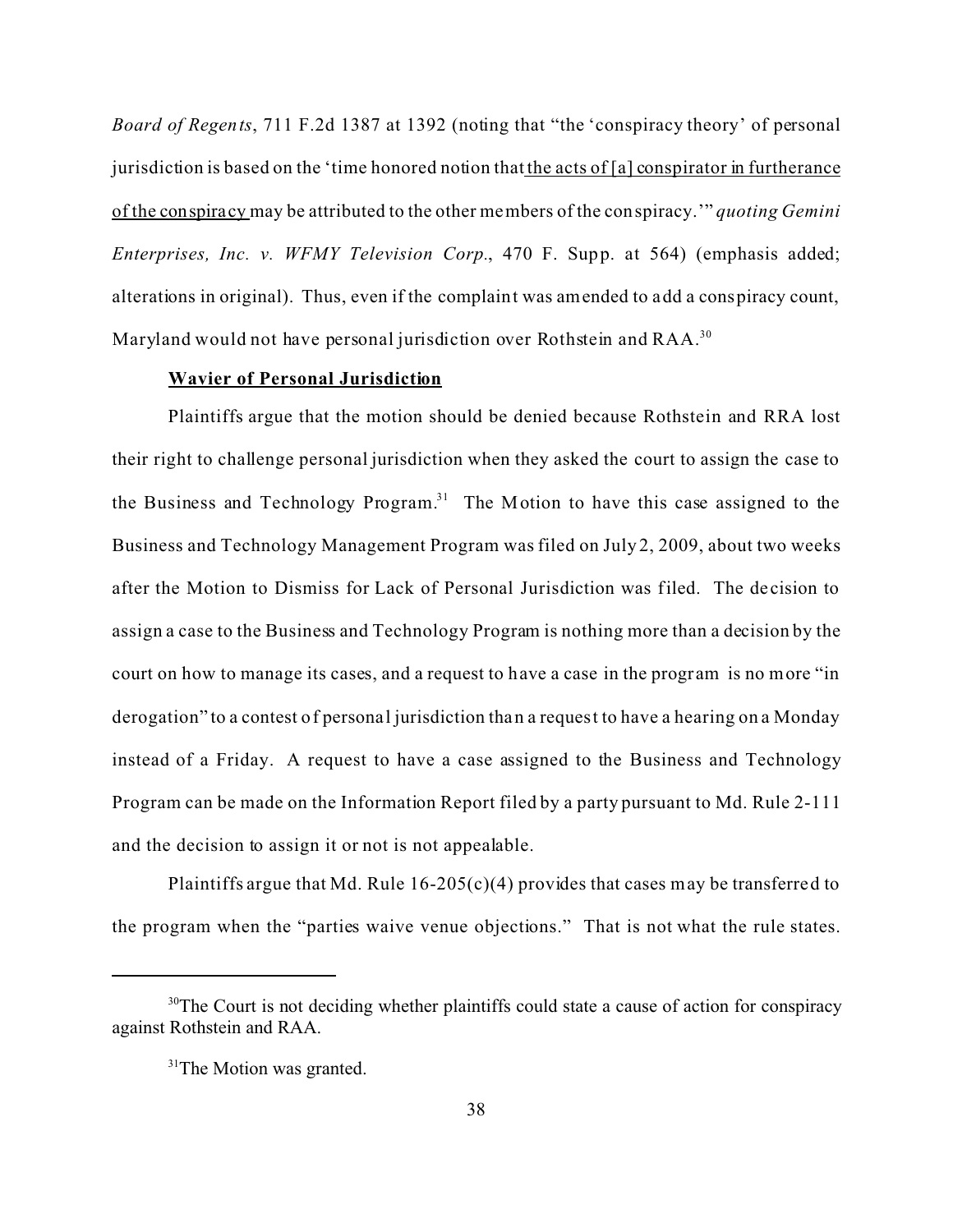*Board of Regents*, 711 F.2d 1387 at 1392 (noting that "the 'conspiracy theory' of personal jurisdiction is based on the 'time honored notion that <u>the acts of [a] conspirator in furtherance of the conspiracy</u> may be attributed to the other members of the conspiracy.'" *quoting Gemini Enterprises, Inc. v. WFMY Television Corp.*, 470 F. Supp. at 564) (emphasis added; alterations in original). Thus, even if the complaint was amended to add a conspiracy count, Maryland would not have personal jurisdiction over Rothstein and RAA.[30]

**<u>Wavier of Personal Jurisdiction</u>**

Plaintiffs argue that the motion should be denied because Rothstein and RRA lost their right to challenge personal jurisdiction when they asked the court to assign the case to the Business and Technology Program.[31] The Motion to have this case assigned to the Business and Technology Management Program was filed on July 2, 2009, about two weeks after the Motion to Dismiss for Lack of Personal Jurisdiction was filed. The decision to assign a case to the Business and Technology Program is nothing more than a decision by the court on how to manage its cases, and a request to have a case in the program is no more "in derogation" to a contest of personal jurisdiction than a request to have a hearing on a Monday instead of a Friday. A request to have a case assigned to the Business and Technology Program can be made on the Information Report filed by a party pursuant to Md. Rule 2-111 and the decision to assign it or not is not appealable.

Plaintiffs argue that Md. Rule 16-205(c)(4) provides that cases may be transferred to the program when the "parties waive venue objections." That is not what the rule states.

---

[30]The Court is not deciding whether plaintiffs could state a cause of action for conspiracy against Rothstein and RAA.

[31]The Motion was granted.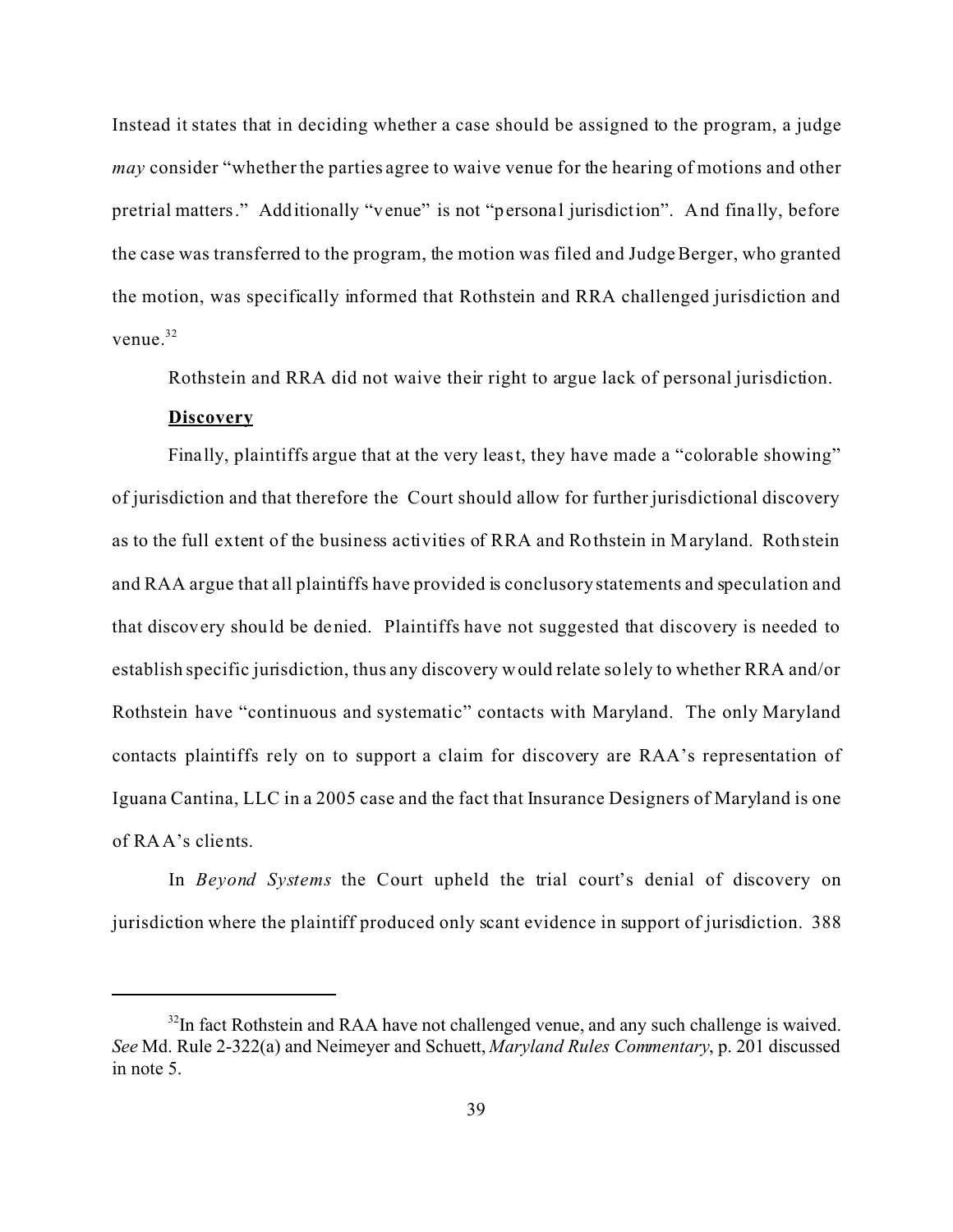Instead it states that in deciding whether a case should be assigned to the program, a judge *may* consider "whether the parties agree to waive venue for the hearing of motions and other pretrial matters." Additionally "venue" is not "personal jurisdiction". And finally, before the case was transferred to the program, the motion was filed and Judge Berger, who granted the motion, was specifically informed that Rothstein and RRA challenged jurisdiction and venue.[32]

Rothstein and RRA did not waive their right to argue lack of personal jurisdiction.

**Discovery**

Finally, plaintiffs argue that at the very least, they have made a "colorable showing" of jurisdiction and that therefore the Court should allow for further jurisdictional discovery as to the full extent of the business activities of RRA and Rothstein in Maryland. Rothstein and RAA argue that all plaintiffs have provided is conclusory statements and speculation and that discovery should be denied. Plaintiffs have not suggested that discovery is needed to establish specific jurisdiction, thus any discovery would relate solely to whether RRA and/or Rothstein have "continuous and systematic" contacts with Maryland. The only Maryland contacts plaintiffs rely on to support a claim for discovery are RAA's representation of Iguana Cantina, LLC in a 2005 case and the fact that Insurance Designers of Maryland is one of RAA's clients.

In *Beyond Systems* the Court upheld the trial court's denial of discovery on jurisdiction where the plaintiff produced only scant evidence in support of jurisdiction. 388

---

[32] In fact Rothstein and RAA have not challenged venue, and any such challenge is waived. *See* Md. Rule 2-322(a) and Neimeyer and Schuett, *Maryland Rules Commentary*, p. 201 discussed in note 5.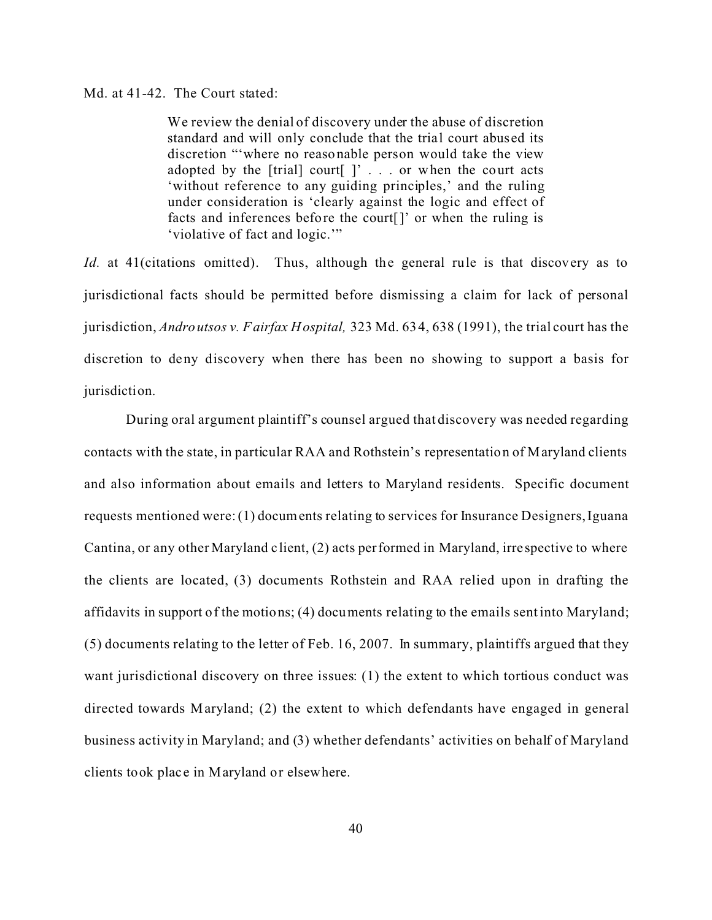Md. at 41-42. The Court stated:

> We review the denial of discovery under the abuse of discretion standard and will only conclude that the trial court abused its discretion "'where no reasonable person would take the view adopted by the [trial] court[ ]' . . . or when the court acts 'without reference to any guiding principles,' and the ruling under consideration is 'clearly against the logic and effect of facts and inferences before the court[]' or when the ruling is 'violative of fact and logic.'"

*Id.* at 41(citations omitted). Thus, although the general rule is that discovery as to jurisdictional facts should be permitted before dismissing a claim for lack of personal jurisdiction, *Androutsos v. Fairfax Hospital,* 323 Md. 634, 638 (1991), the trial court has the discretion to deny discovery when there has been no showing to support a basis for jurisdiction.

During oral argument plaintiff's counsel argued that discovery was needed regarding contacts with the state, in particular RAA and Rothstein's representation of Maryland clients and also information about emails and letters to Maryland residents. Specific document requests mentioned were: (1) documents relating to services for Insurance Designers, Iguana Cantina, or any other Maryland client, (2) acts performed in Maryland, irrespective to where the clients are located, (3) documents Rothstein and RAA relied upon in drafting the affidavits in support of the motions; (4) documents relating to the emails sent into Maryland; (5) documents relating to the letter of Feb. 16, 2007. In summary, plaintiffs argued that they want jurisdictional discovery on three issues: (1) the extent to which tortious conduct was directed towards Maryland; (2) the extent to which defendants have engaged in general business activity in Maryland; and (3) whether defendants' activities on behalf of Maryland clients took place in Maryland or elsewhere.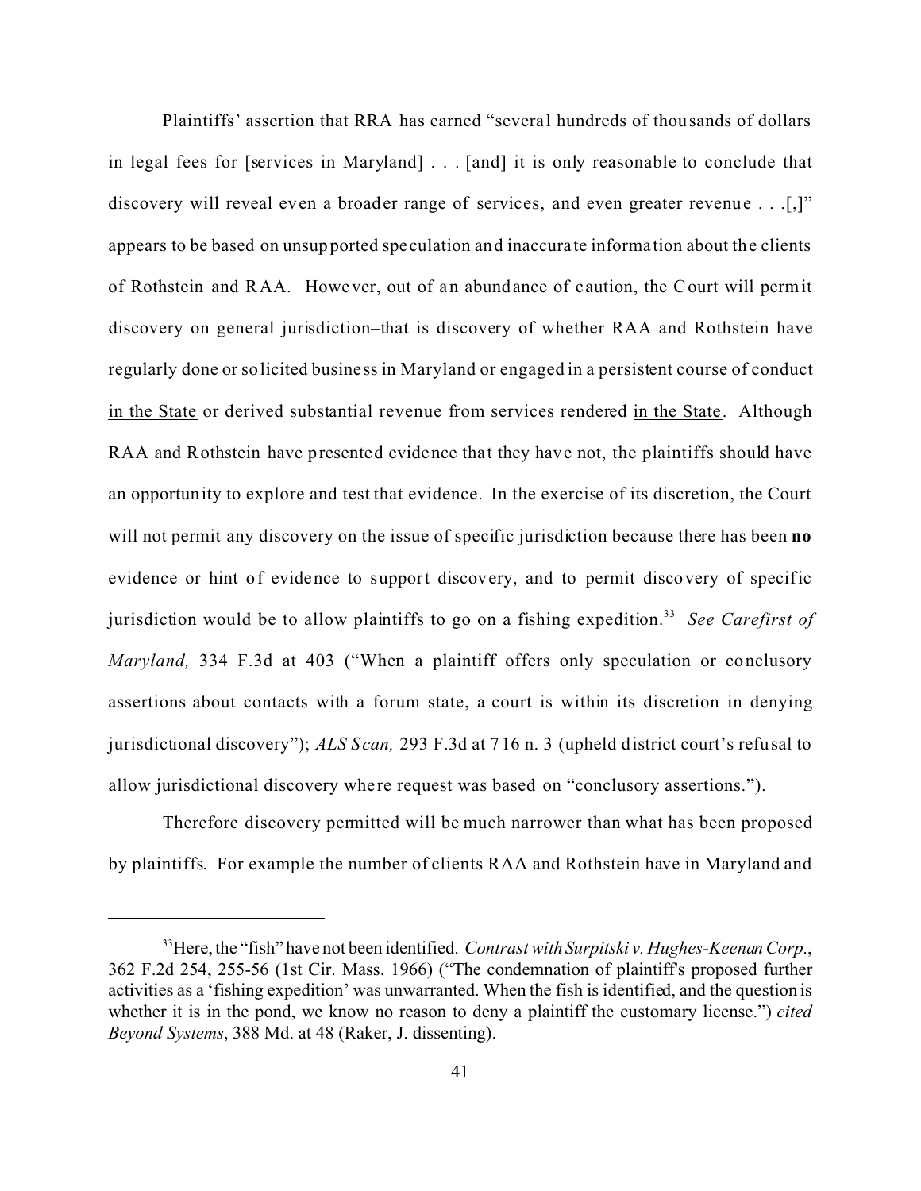Plaintiffs' assertion that RRA has earned "several hundreds of thousands of dollars in legal fees for [services in Maryland] . . . [and] it is only reasonable to conclude that discovery will reveal even a broader range of services, and even greater revenue . . .[,]" appears to be based on unsupported speculation and inaccurate information about the clients of Rothstein and RAA. However, out of an abundance of caution, the Court will permit discovery on general jurisdiction–that is discovery of whether RAA and Rothstein have regularly done or solicited business in Maryland or engaged in a persistent course of conduct <u>in the State</u> or derived substantial revenue from services rendered <u>in the State</u>. Although RAA and Rothstein have presented evidence that they have not, the plaintiffs should have an opportunity to explore and test that evidence. In the exercise of its discretion, the Court will not permit any discovery on the issue of specific jurisdiction because there has been **no** evidence or hint of evidence to support discovery, and to permit discovery of specific jurisdiction would be to allow plaintiffs to go on a fishing expedition.[33] *See Carefirst of Maryland,* 334 F.3d at 403 ("When a plaintiff offers only speculation or conclusory assertions about contacts with a forum state, a court is within its discretion in denying jurisdictional discovery"); *ALS Scan,* 293 F.3d at 716 n. 3 (upheld district court's refusal to allow jurisdictional discovery where request was based on "conclusory assertions.").

Therefore discovery permitted will be much narrower than what has been proposed by plaintiffs. For example the number of clients RAA and Rothstein have in Maryland and

---

[33] Here, the "fish" have not been identified. *Contrast with Surpitski v. Hughes-Keenan Corp.*, 362 F.2d 254, 255-56 (1st Cir. Mass. 1966) ("The condemnation of plaintiff's proposed further activities as a 'fishing expedition' was unwarranted. When the fish is identified, and the question is whether it is in the pond, we know no reason to deny a plaintiff the customary license.") *cited Beyond Systems*, 388 Md. at 48 (Raker, J. dissenting).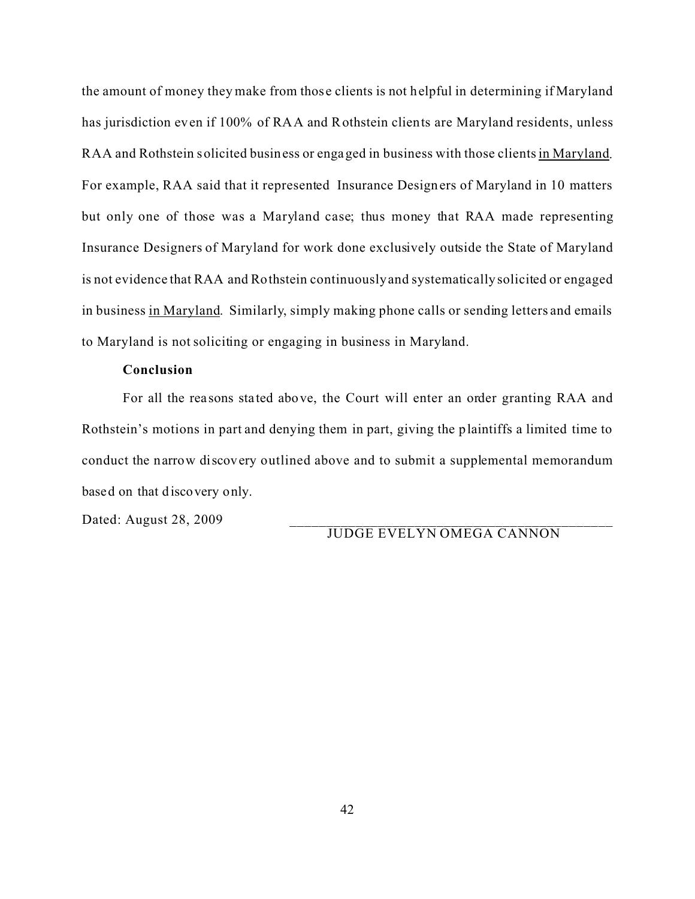the amount of money they make from those clients is not helpful in determining if Maryland has jurisdiction even if 100% of RAA and Rothstein clients are Maryland residents, unless RAA and Rothstein solicited business or engaged in business with those clients <u>in Maryland</u>. For example, RAA said that it represented Insurance Designers of Maryland in 10 matters but only one of those was a Maryland case; thus money that RAA made representing Insurance Designers of Maryland for work done exclusively outside the State of Maryland is not evidence that RAA and Rothstein continuously and systematically solicited or engaged in business <u>in Maryland</u>. Similarly, simply making phone calls or sending letters and emails to Maryland is not soliciting or engaging in business in Maryland.

**Conclusion**

For all the reasons stated above, the Court will enter an order granting RAA and Rothstein's motions in part and denying them in part, giving the plaintiffs a limited time to conduct the narrow discovery outlined above and to submit a supplemental memorandum based on that discovery only.

Dated: August 28, 2009

_____________________________________________
JUDGE EVELYN OMEGA CANNON